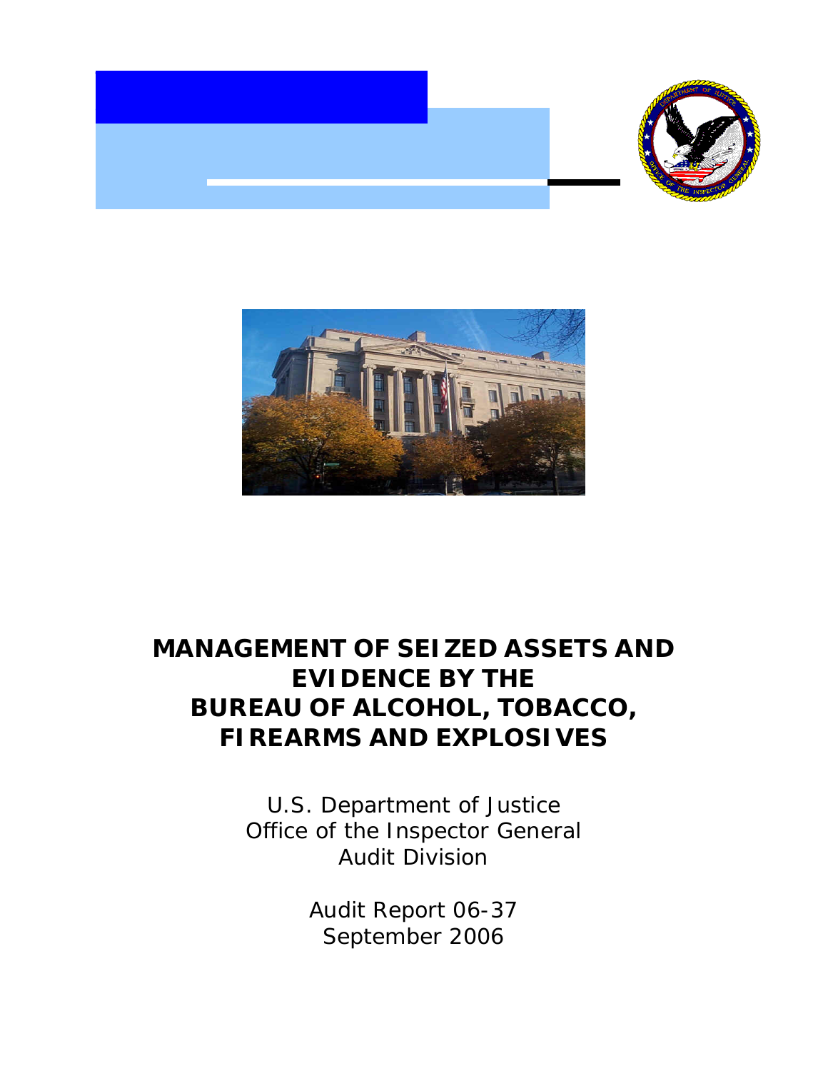# MANAGEMENT OF SEIZED ASSETS AND EVIDENCE BY THE BUREAU OF ALCOHOL, TOBACCO, FIREARMS AND EXPLOSIVES

U.S. Department of Justice
Office of the Inspector General
Audit Division

Audit Report 06-37
September 2006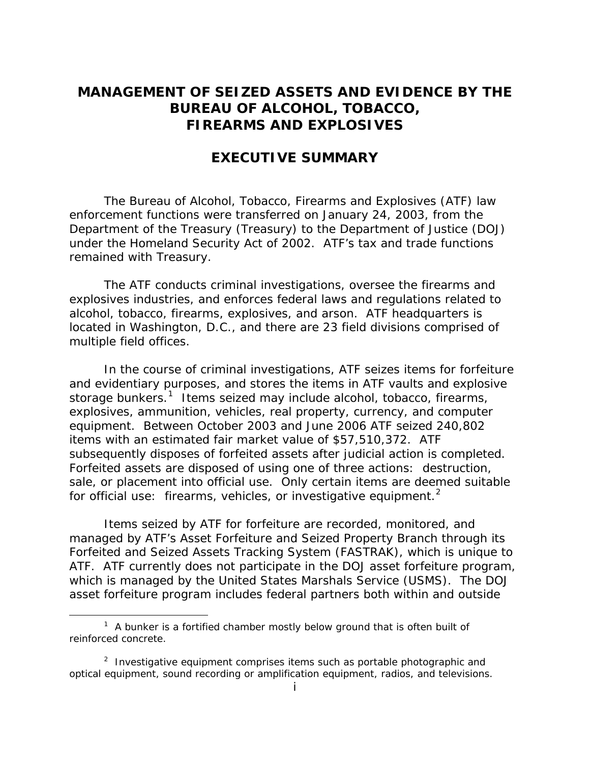# MANAGEMENT OF SEIZED ASSETS AND EVIDENCE BY THE BUREAU OF ALCOHOL, TOBACCO, FIREARMS AND EXPLOSIVES

## EXECUTIVE SUMMARY

The Bureau of Alcohol, Tobacco, Firearms and Explosives (ATF) law enforcement functions were transferred on January 24, 2003, from the Department of the Treasury (Treasury) to the Department of Justice (DOJ) under the Homeland Security Act of 2002. ATF's tax and trade functions remained with Treasury.

The ATF conducts criminal investigations, oversee the firearms and explosives industries, and enforces federal laws and regulations related to alcohol, tobacco, firearms, explosives, and arson. ATF headquarters is located in Washington, D.C., and there are 23 field divisions comprised of multiple field offices.

In the course of criminal investigations, ATF seizes items for forfeiture and evidentiary purposes, and stores the items in ATF vaults and explosive storage bunkers.[1] Items seized may include alcohol, tobacco, firearms, explosives, ammunition, vehicles, real property, currency, and computer equipment. Between October 2003 and June 2006 ATF seized 240,802 items with an estimated fair market value of $57,510,372. ATF subsequently disposes of forfeited assets after judicial action is completed. Forfeited assets are disposed of using one of three actions: destruction, sale, or placement into official use. Only certain items are deemed suitable for official use: firearms, vehicles, or investigative equipment.[2]

Items seized by ATF for forfeiture are recorded, monitored, and managed by ATF's Asset Forfeiture and Seized Property Branch through its Forfeited and Seized Assets Tracking System (FASTRAK), which is unique to ATF. ATF currently does not participate in the DOJ asset forfeiture program, which is managed by the United States Marshals Service (USMS). The DOJ asset forfeiture program includes federal partners both within and outside

[1] A bunker is a fortified chamber mostly below ground that is often built of reinforced concrete.

[2] Investigative equipment comprises items such as portable photographic and optical equipment, sound recording or amplification equipment, radios, and televisions.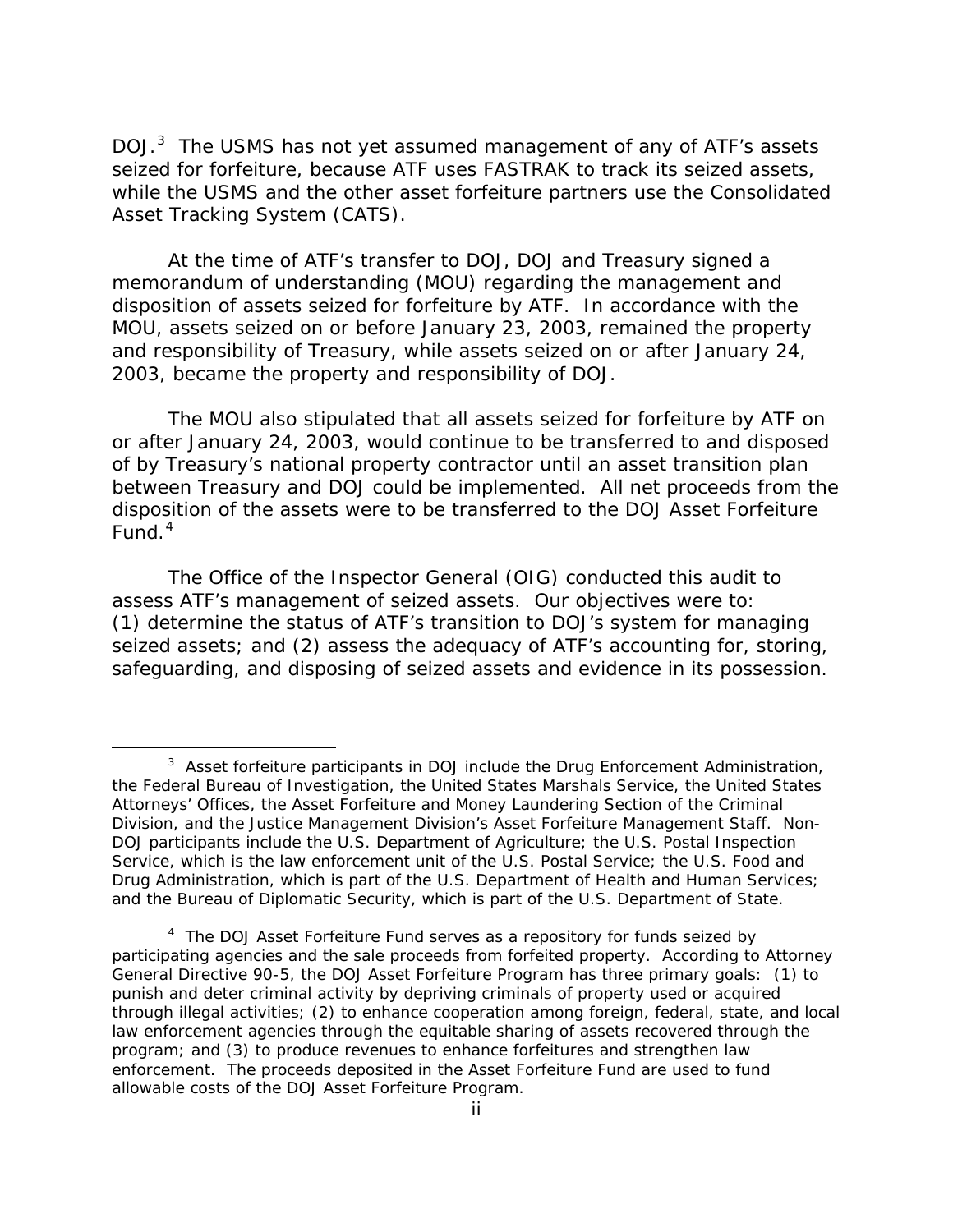DOJ.[3] The USMS has not yet assumed management of any of ATF's assets seized for forfeiture, because ATF uses FASTRAK to track its seized assets, while the USMS and the other asset forfeiture partners use the Consolidated Asset Tracking System (CATS).

At the time of ATF's transfer to DOJ, DOJ and Treasury signed a memorandum of understanding (MOU) regarding the management and disposition of assets seized for forfeiture by ATF. In accordance with the MOU, assets seized on or before January 23, 2003, remained the property and responsibility of Treasury, while assets seized on or after January 24, 2003, became the property and responsibility of DOJ.

The MOU also stipulated that all assets seized for forfeiture by ATF on or after January 24, 2003, would continue to be transferred to and disposed of by Treasury's national property contractor until an asset transition plan between Treasury and DOJ could be implemented. All net proceeds from the disposition of the assets were to be transferred to the DOJ Asset Forfeiture Fund.[4]

The Office of the Inspector General (OIG) conducted this audit to assess ATF's management of seized assets. Our objectives were to: (1) determine the status of ATF's transition to DOJ's system for managing seized assets; and (2) assess the adequacy of ATF's accounting for, storing, safeguarding, and disposing of seized assets and evidence in its possession.

---

[3] Asset forfeiture participants in DOJ include the Drug Enforcement Administration, the Federal Bureau of Investigation, the United States Marshals Service, the United States Attorneys' Offices, the Asset Forfeiture and Money Laundering Section of the Criminal Division, and the Justice Management Division's Asset Forfeiture Management Staff. Non-DOJ participants include the U.S. Department of Agriculture; the U.S. Postal Inspection Service, which is the law enforcement unit of the U.S. Postal Service; the U.S. Food and Drug Administration, which is part of the U.S. Department of Health and Human Services; and the Bureau of Diplomatic Security, which is part of the U.S. Department of State.

[4] The DOJ Asset Forfeiture Fund serves as a repository for funds seized by participating agencies and the sale proceeds from forfeited property. According to Attorney General Directive 90-5, the DOJ Asset Forfeiture Program has three primary goals: (1) to punish and deter criminal activity by depriving criminals of property used or acquired through illegal activities; (2) to enhance cooperation among foreign, federal, state, and local law enforcement agencies through the equitable sharing of assets recovered through the program; and (3) to produce revenues to enhance forfeitures and strengthen law enforcement. The proceeds deposited in the Asset Forfeiture Fund are used to fund allowable costs of the DOJ Asset Forfeiture Program.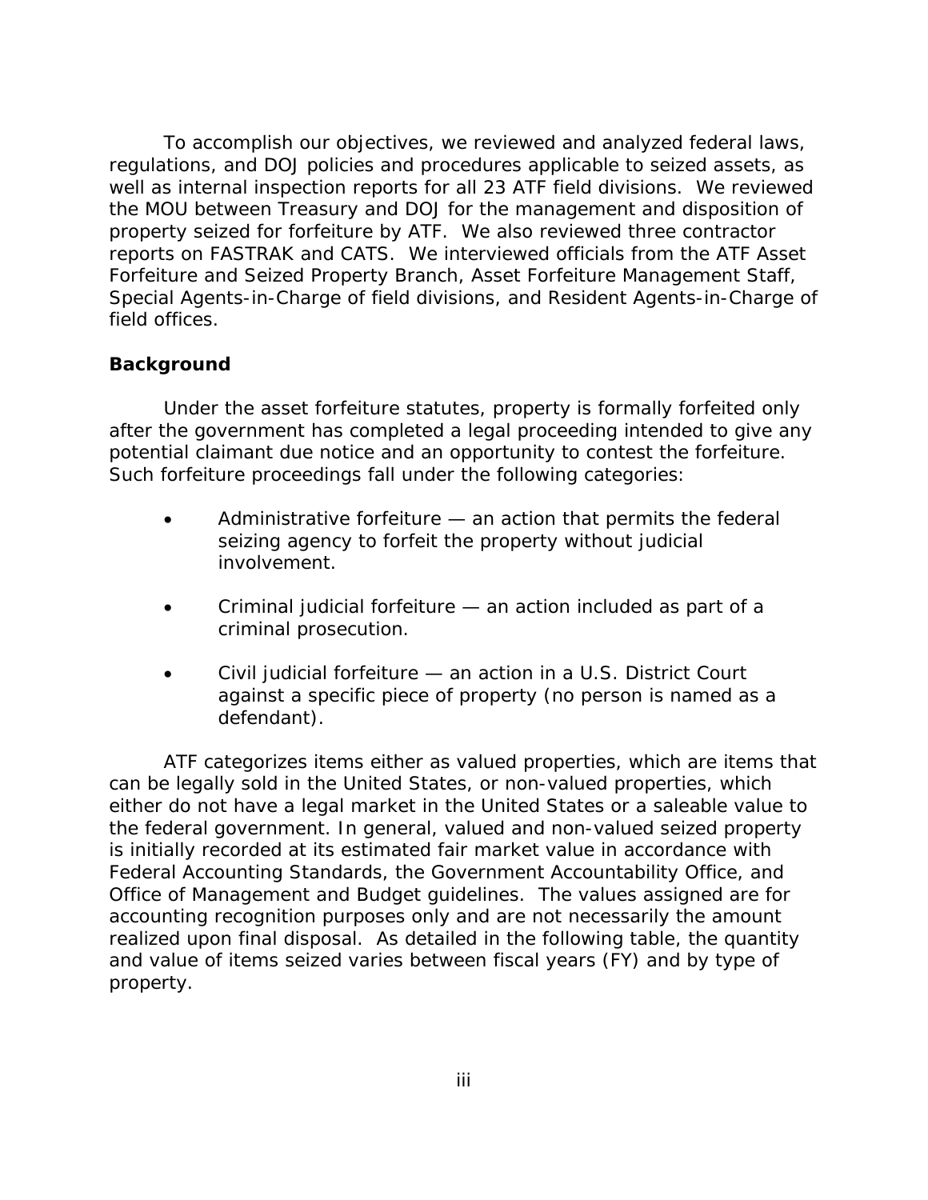To accomplish our objectives, we reviewed and analyzed federal laws, regulations, and DOJ policies and procedures applicable to seized assets, as well as internal inspection reports for all 23 ATF field divisions. We reviewed the MOU between Treasury and DOJ for the management and disposition of property seized for forfeiture by ATF. We also reviewed three contractor reports on FASTRAK and CATS. We interviewed officials from the ATF Asset Forfeiture and Seized Property Branch, Asset Forfeiture Management Staff, Special Agents-in-Charge of field divisions, and Resident Agents-in-Charge of field offices.

**Background**

Under the asset forfeiture statutes, property is formally forfeited only after the government has completed a legal proceeding intended to give any potential claimant due notice and an opportunity to contest the forfeiture. Such forfeiture proceedings fall under the following categories:

- Administrative forfeiture — an action that permits the federal seizing agency to forfeit the property without judicial involvement.
- Criminal judicial forfeiture — an action included as part of a criminal prosecution.
- Civil judicial forfeiture — an action in a U.S. District Court against a specific piece of property (no person is named as a defendant).

ATF categorizes items either as valued properties, which are items that can be legally sold in the United States, or non-valued properties, which either do not have a legal market in the United States or a saleable value to the federal government. In general, valued and non-valued seized property is initially recorded at its estimated fair market value in accordance with Federal Accounting Standards, the Government Accountability Office, and Office of Management and Budget guidelines. The values assigned are for accounting recognition purposes only and are not necessarily the amount realized upon final disposal. As detailed in the following table, the quantity and value of items seized varies between fiscal years (FY) and by type of property.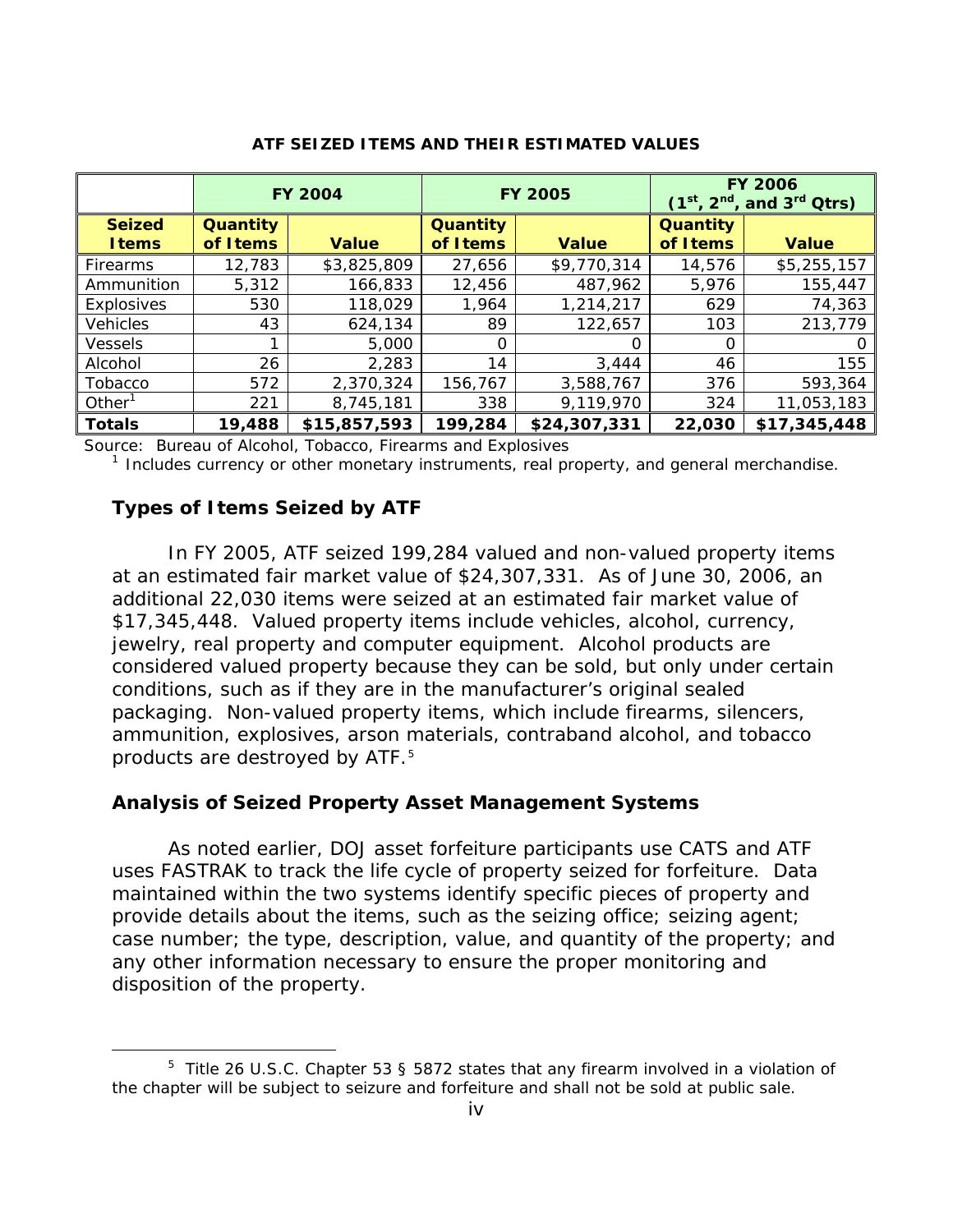**ATF SEIZED ITEMS AND THEIR ESTIMATED VALUES**

| | FY 2004 | | FY 2005 | | FY 2006 ($1^{st}$, $2^{nd}$, and $3^{rd}$ Qtrs) | |
|---|---|---|---|---|---|---|
| **Seized Items** | **Quantity of Items** | **Value** | **Quantity of Items** | **Value** | **Quantity of Items** | **Value** |
| Firearms | 12,783 | $3,825,809 | 27,656 | $9,770,314 | 14,576 | $5,255,157 |
| Ammunition | 5,312 | 166,833 | 12,456 | 487,962 | 5,976 | 155,447 |
| Explosives | 530 | 118,029 | 1,964 | 1,214,217 | 629 | 74,363 |
| Vehicles | 43 | 624,134 | 89 | 122,657 | 103 | 213,779 |
| Vessels | 1 | 5,000 | 0 | 0 | 0 | 0 |
| Alcohol | 26 | 2,283 | 14 | 3,444 | 46 | 155 |
| Tobacco | 572 | 2,370,324 | 156,767 | 3,588,767 | 376 | 593,364 |
| Other[1] | 221 | 8,745,181 | 338 | 9,119,970 | 324 | 11,053,183 |
| **Totals** | **19,488** | **$15,857,593** | **199,284** | **$24,307,331** | **22,030** | **$17,345,448** |

Source: Bureau of Alcohol, Tobacco, Firearms and Explosives
[1] Includes currency or other monetary instruments, real property, and general merchandise.

### Types of Items Seized by ATF

In FY 2005, ATF seized 199,284 valued and non-valued property items at an estimated fair market value of $24,307,331. As of June 30, 2006, an additional 22,030 items were seized at an estimated fair market value of $17,345,448. Valued property items include vehicles, alcohol, currency, jewelry, real property and computer equipment. Alcohol products are considered valued property because they can be sold, but only under certain conditions, such as if they are in the manufacturer's original sealed packaging. Non-valued property items, which include firearms, silencers, ammunition, explosives, arson materials, contraband alcohol, and tobacco products are destroyed by ATF.[5]

### Analysis of Seized Property Asset Management Systems

As noted earlier, DOJ asset forfeiture participants use CATS and ATF uses FASTRAK to track the life cycle of property seized for forfeiture. Data maintained within the two systems identify specific pieces of property and provide details about the items, such as the seizing office; seizing agent; case number; the type, description, value, and quantity of the property; and any other information necessary to ensure the proper monitoring and disposition of the property.

---

[5] Title 26 U.S.C. Chapter 53 § 5872 states that any firearm involved in a violation of the chapter will be subject to seizure and forfeiture and shall not be sold at public sale.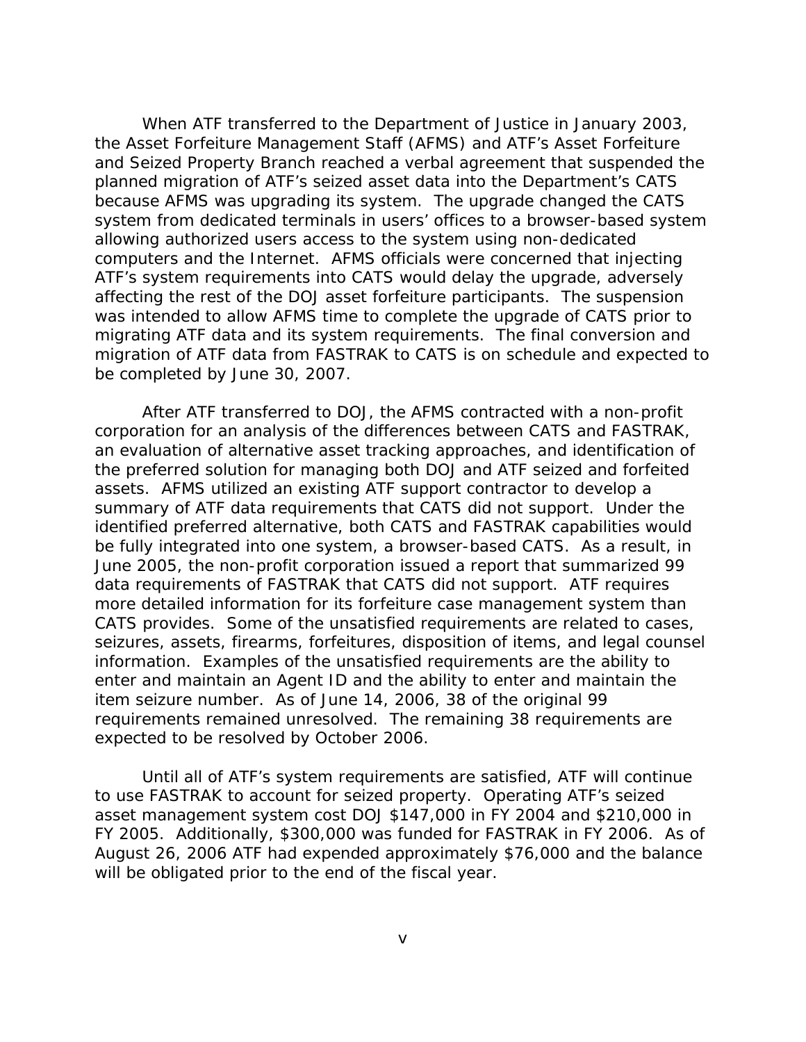When ATF transferred to the Department of Justice in January 2003, the Asset Forfeiture Management Staff (AFMS) and ATF's Asset Forfeiture and Seized Property Branch reached a verbal agreement that suspended the planned migration of ATF's seized asset data into the Department's CATS because AFMS was upgrading its system. The upgrade changed the CATS system from dedicated terminals in users' offices to a browser-based system allowing authorized users access to the system using non-dedicated computers and the Internet. AFMS officials were concerned that injecting ATF's system requirements into CATS would delay the upgrade, adversely affecting the rest of the DOJ asset forfeiture participants. The suspension was intended to allow AFMS time to complete the upgrade of CATS prior to migrating ATF data and its system requirements. The final conversion and migration of ATF data from FASTRAK to CATS is on schedule and expected to be completed by June 30, 2007.

After ATF transferred to DOJ, the AFMS contracted with a non-profit corporation for an analysis of the differences between CATS and FASTRAK, an evaluation of alternative asset tracking approaches, and identification of the preferred solution for managing both DOJ and ATF seized and forfeited assets. AFMS utilized an existing ATF support contractor to develop a summary of ATF data requirements that CATS did not support. Under the identified preferred alternative, both CATS and FASTRAK capabilities would be fully integrated into one system, a browser-based CATS. As a result, in June 2005, the non-profit corporation issued a report that summarized 99 data requirements of FASTRAK that CATS did not support. ATF requires more detailed information for its forfeiture case management system than CATS provides. Some of the unsatisfied requirements are related to cases, seizures, assets, firearms, forfeitures, disposition of items, and legal counsel information. Examples of the unsatisfied requirements are the ability to enter and maintain an Agent ID and the ability to enter and maintain the item seizure number. As of June 14, 2006, 38 of the original 99 requirements remained unresolved. The remaining 38 requirements are expected to be resolved by October 2006.

Until all of ATF's system requirements are satisfied, ATF will continue to use FASTRAK to account for seized property. Operating ATF's seized asset management system cost DOJ $147,000 in FY 2004 and $210,000 in FY 2005. Additionally, $300,000 was funded for FASTRAK in FY 2006. As of August 26, 2006 ATF had expended approximately $76,000 and the balance will be obligated prior to the end of the fiscal year.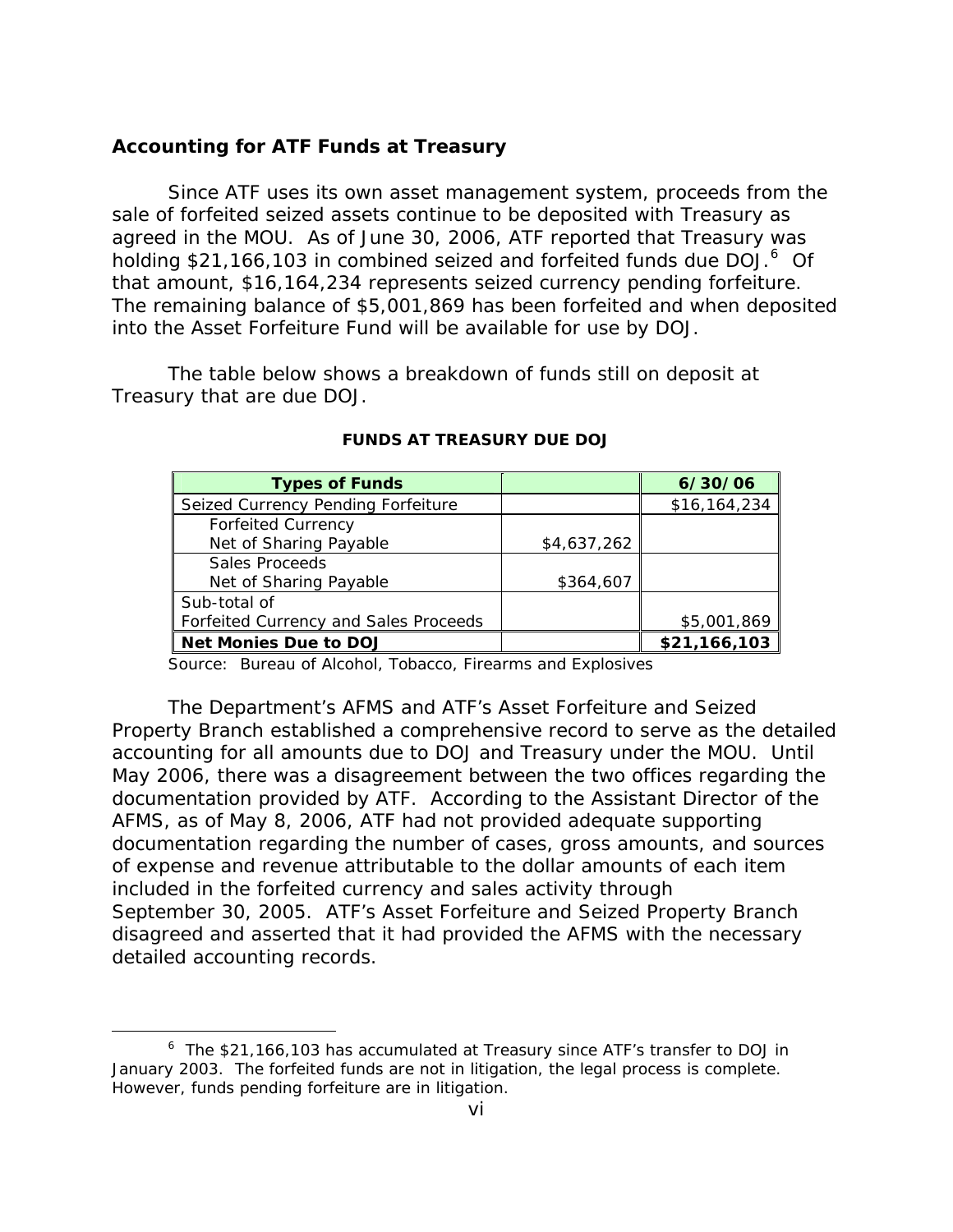## Accounting for ATF Funds at Treasury

Since ATF uses its own asset management system, proceeds from the sale of forfeited seized assets continue to be deposited with Treasury as agreed in the MOU. As of June 30, 2006, ATF reported that Treasury was holding $21,166,103 in combined seized and forfeited funds due DOJ.[6] Of that amount, $16,164,234 represents seized currency pending forfeiture. The remaining balance of $5,001,869 has been forfeited and when deposited into the Asset Forfeiture Fund will be available for use by DOJ.

The table below shows a breakdown of funds still on deposit at Treasury that are due DOJ.

**FUNDS AT TREASURY DUE DOJ**

| Types of Funds | | 6/30/06 |
|---|---|---|
| Seized Currency Pending Forfeiture | | $16,164,234 |
| Forfeited Currency Net of Sharing Payable | $4,637,262 | |
| Sales Proceeds Net of Sharing Payable | $364,607 | |
| Sub-total of Forfeited Currency and Sales Proceeds | | $5,001,869 |
| **Net Monies Due to DOJ** | | **$21,166,103** |

Source: Bureau of Alcohol, Tobacco, Firearms and Explosives

The Department's AFMS and ATF's Asset Forfeiture and Seized Property Branch established a comprehensive record to serve as the detailed accounting for all amounts due to DOJ and Treasury under the MOU. Until May 2006, there was a disagreement between the two offices regarding the documentation provided by ATF. According to the Assistant Director of the AFMS, as of May 8, 2006, ATF had not provided adequate supporting documentation regarding the number of cases, gross amounts, and sources of expense and revenue attributable to the dollar amounts of each item included in the forfeited currency and sales activity through September 30, 2005. ATF's Asset Forfeiture and Seized Property Branch disagreed and asserted that it had provided the AFMS with the necessary detailed accounting records.

---

[6] The $21,166,103 has accumulated at Treasury since ATF's transfer to DOJ in January 2003. The forfeited funds are not in litigation, the legal process is complete. However, funds pending forfeiture are in litigation.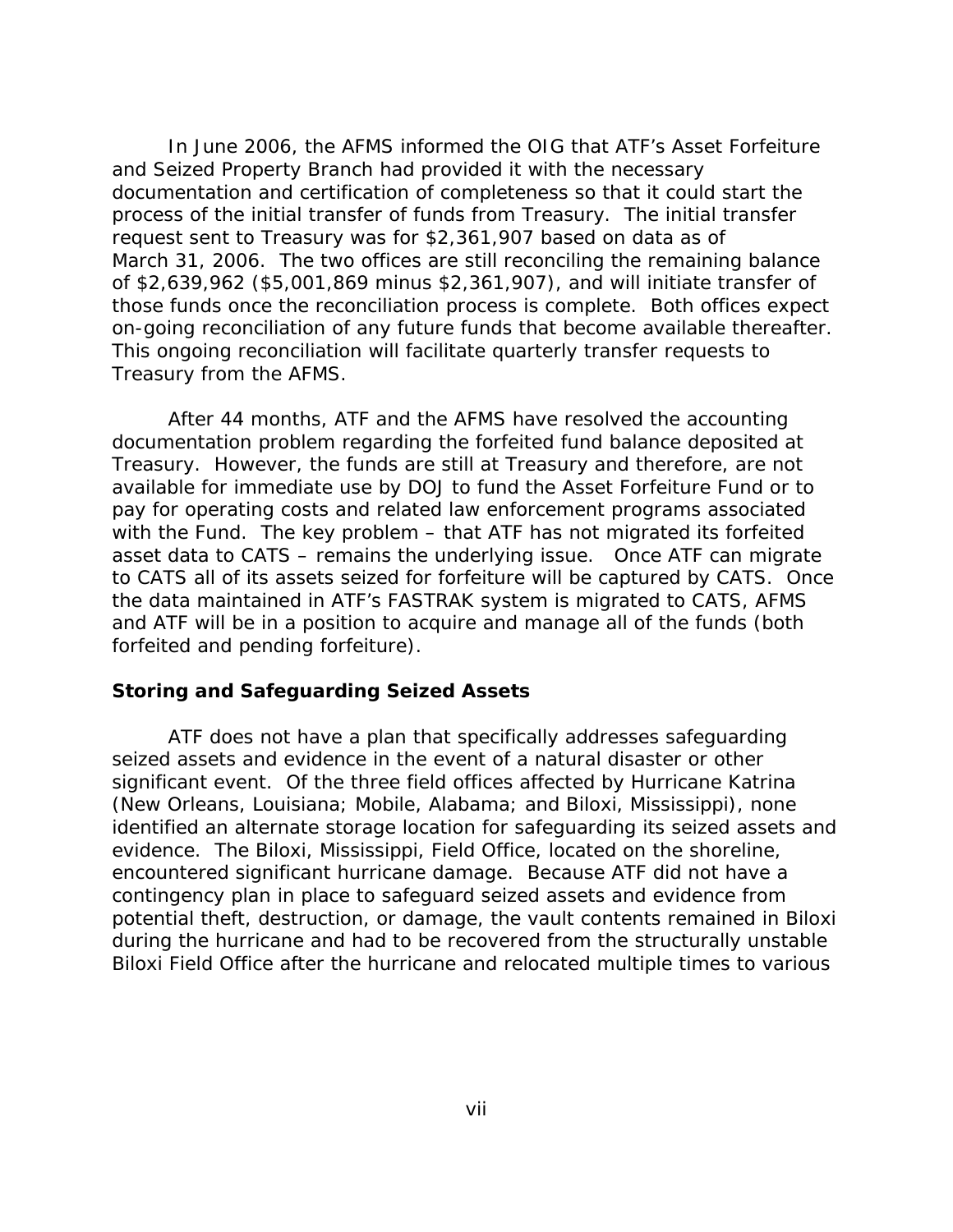In June 2006, the AFMS informed the OIG that ATF's Asset Forfeiture and Seized Property Branch had provided it with the necessary documentation and certification of completeness so that it could start the process of the initial transfer of funds from Treasury. The initial transfer request sent to Treasury was for $2,361,907 based on data as of March 31, 2006. The two offices are still reconciling the remaining balance of $2,639,962 ($5,001,869 minus $2,361,907), and will initiate transfer of those funds once the reconciliation process is complete. Both offices expect on-going reconciliation of any future funds that become available thereafter. This ongoing reconciliation will facilitate quarterly transfer requests to Treasury from the AFMS.

After 44 months, ATF and the AFMS have resolved the accounting documentation problem regarding the forfeited fund balance deposited at Treasury. However, the funds are still at Treasury and therefore, are not available for immediate use by DOJ to fund the Asset Forfeiture Fund or to pay for operating costs and related law enforcement programs associated with the Fund. The key problem – that ATF has not migrated its forfeited asset data to CATS – remains the underlying issue. Once ATF can migrate to CATS all of its assets seized for forfeiture will be captured by CATS. Once the data maintained in ATF's FASTRAK system is migrated to CATS, AFMS and ATF will be in a position to acquire and manage all of the funds (both forfeited and pending forfeiture).

### Storing and Safeguarding Seized Assets

ATF does not have a plan that specifically addresses safeguarding seized assets and evidence in the event of a natural disaster or other significant event. Of the three field offices affected by Hurricane Katrina (New Orleans, Louisiana; Mobile, Alabama; and Biloxi, Mississippi), none identified an alternate storage location for safeguarding its seized assets and evidence. The Biloxi, Mississippi, Field Office, located on the shoreline, encountered significant hurricane damage. Because ATF did not have a contingency plan in place to safeguard seized assets and evidence from potential theft, destruction, or damage, the vault contents remained in Biloxi during the hurricane and had to be recovered from the structurally unstable Biloxi Field Office after the hurricane and relocated multiple times to various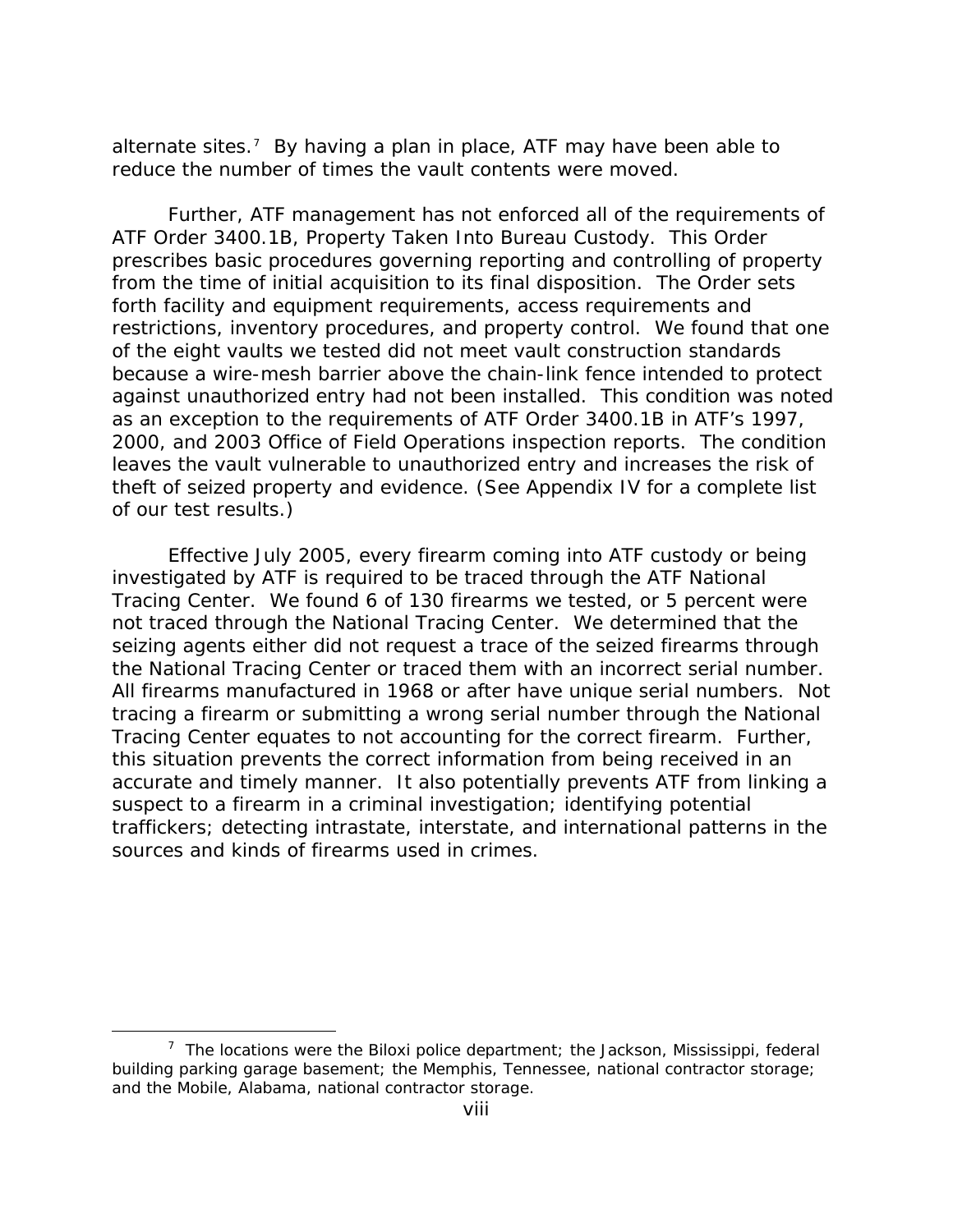alternate sites.[7] By having a plan in place, ATF may have been able to reduce the number of times the vault contents were moved.

Further, ATF management has not enforced all of the requirements of ATF Order 3400.1B, Property Taken Into Bureau Custody. This Order prescribes basic procedures governing reporting and controlling of property from the time of initial acquisition to its final disposition. The Order sets forth facility and equipment requirements, access requirements and restrictions, inventory procedures, and property control. We found that one of the eight vaults we tested did not meet vault construction standards because a wire-mesh barrier above the chain-link fence intended to protect against unauthorized entry had not been installed. This condition was noted as an exception to the requirements of ATF Order 3400.1B in ATF's 1997, 2000, and 2003 Office of Field Operations inspection reports. The condition leaves the vault vulnerable to unauthorized entry and increases the risk of theft of seized property and evidence. (See Appendix IV for a complete list of our test results.)

Effective July 2005, every firearm coming into ATF custody or being investigated by ATF is required to be traced through the ATF National Tracing Center. We found 6 of 130 firearms we tested, or 5 percent were not traced through the National Tracing Center. We determined that the seizing agents either did not request a trace of the seized firearms through the National Tracing Center or traced them with an incorrect serial number. All firearms manufactured in 1968 or after have unique serial numbers. Not tracing a firearm or submitting a wrong serial number through the National Tracing Center equates to not accounting for the correct firearm. Further, this situation prevents the correct information from being received in an accurate and timely manner. It also potentially prevents ATF from linking a suspect to a firearm in a criminal investigation; identifying potential traffickers; detecting intrastate, interstate, and international patterns in the sources and kinds of firearms used in crimes.

[7] The locations were the Biloxi police department; the Jackson, Mississippi, federal building parking garage basement; the Memphis, Tennessee, national contractor storage; and the Mobile, Alabama, national contractor storage.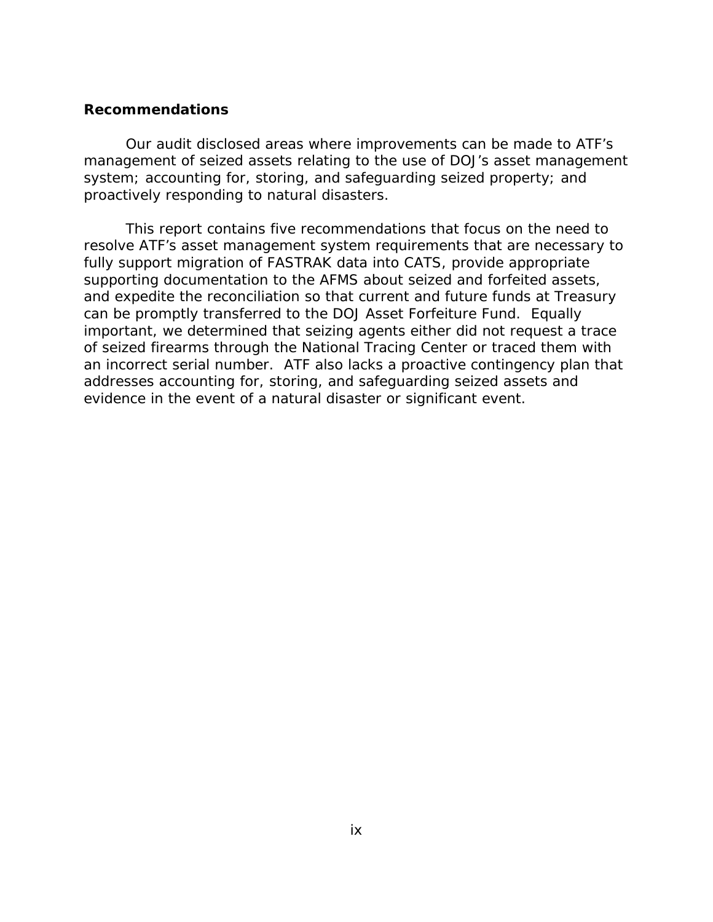## Recommendations

Our audit disclosed areas where improvements can be made to ATF's management of seized assets relating to the use of DOJ's asset management system; accounting for, storing, and safeguarding seized property; and proactively responding to natural disasters.

This report contains five recommendations that focus on the need to resolve ATF's asset management system requirements that are necessary to fully support migration of FASTRAK data into CATS, provide appropriate supporting documentation to the AFMS about seized and forfeited assets, and expedite the reconciliation so that current and future funds at Treasury can be promptly transferred to the DOJ Asset Forfeiture Fund. Equally important, we determined that seizing agents either did not request a trace of seized firearms through the National Tracing Center or traced them with an incorrect serial number. ATF also lacks a proactive contingency plan that addresses accounting for, storing, and safeguarding seized assets and evidence in the event of a natural disaster or significant event.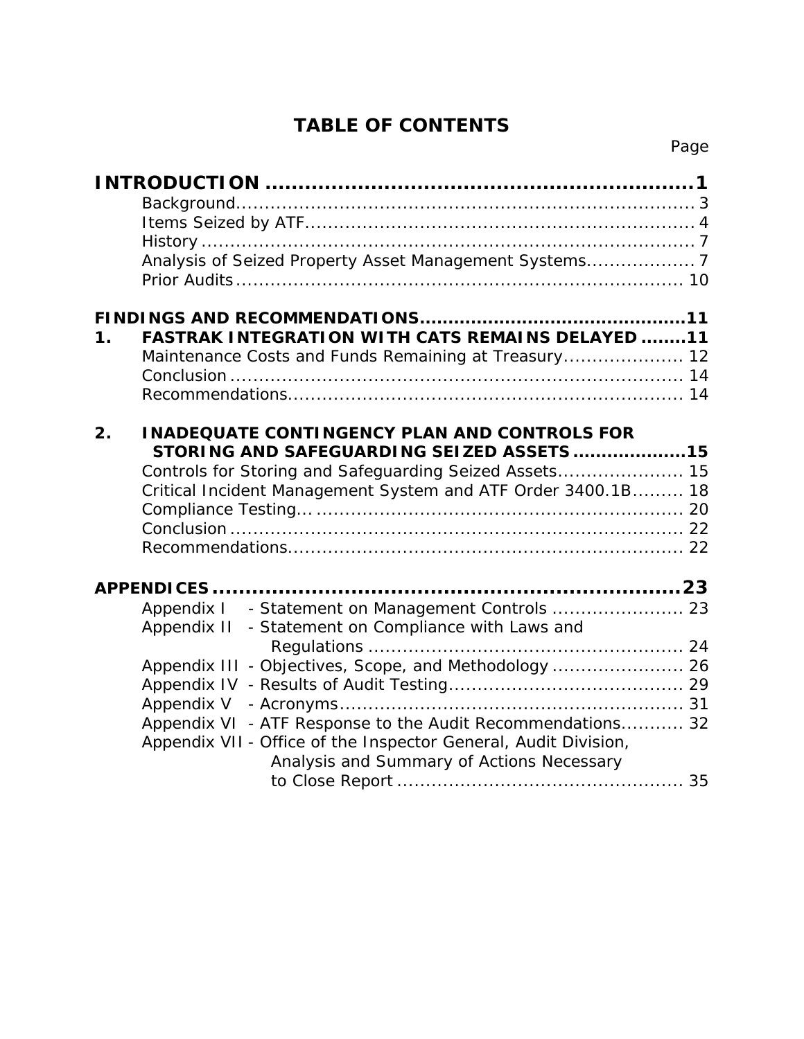# TABLE OF CONTENTS

Page

**INTRODUCTION** .......................................................... **1**
- Background ........................................................... 3
- Items Seized by ATF ................................................ 4
- History .................................................................. 7
- Analysis of Seized Property Asset Management Systems .......... 7
- Prior Audits .......................................................... 10

**FINDINGS AND RECOMMENDATIONS** ................................ **11**

**1. FASTRAK INTEGRATION WITH CATS REMAINS DELAYED** ........ **11**
- Maintenance Costs and Funds Remaining at Treasury ............... 12
- Conclusion ............................................................ 14
- Recommendations .................................................... 14

**2. INADEQUATE CONTINGENCY PLAN AND CONTROLS FOR STORING AND SAFEGUARDING SEIZED ASSETS** .................... **15**
- Controls for Storing and Safeguarding Seized Assets ................ 15
- Critical Incident Management System and ATF Order 3400.1B ........ 18
- Compliance Testing .................................................. 20
- Conclusion ............................................................ 22
- Recommendations .................................................... 22

**APPENDICES** ............................................................. **23**
- Appendix I - Statement on Management Controls ..................... 23
- Appendix II - Statement on Compliance with Laws and Regulations ... 24
- Appendix III - Objectives, Scope, and Methodology ................. 26
- Appendix IV - Results of Audit Testing ............................. 29
- Appendix V - Acronyms ............................................... 31
- Appendix VI - ATF Response to the Audit Recommendations ........ 32
- Appendix VII - Office of the Inspector General, Audit Division, Analysis and Summary of Actions Necessary to Close Report ... 35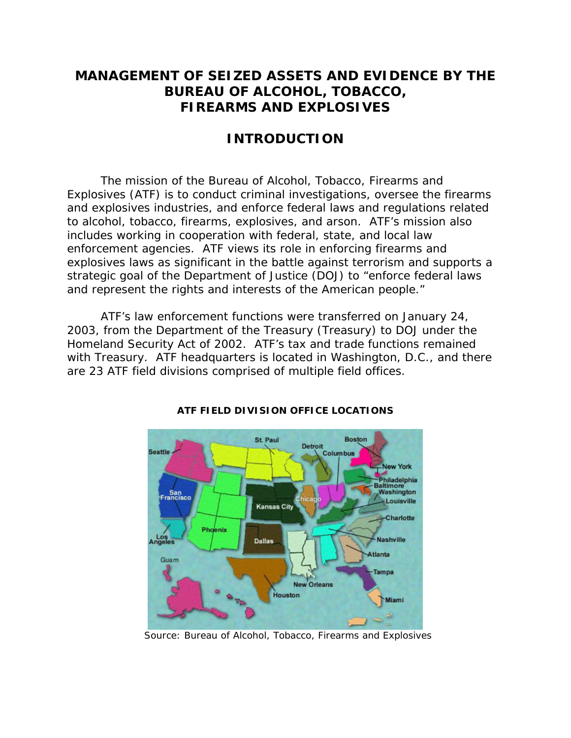# MANAGEMENT OF SEIZED ASSETS AND EVIDENCE BY THE BUREAU OF ALCOHOL, TOBACCO, FIREARMS AND EXPLOSIVES

## INTRODUCTION

The mission of the Bureau of Alcohol, Tobacco, Firearms and Explosives (ATF) is to conduct criminal investigations, oversee the firearms and explosives industries, and enforce federal laws and regulations related to alcohol, tobacco, firearms, explosives, and arson. ATF's mission also includes working in cooperation with federal, state, and local law enforcement agencies. ATF views its role in enforcing firearms and explosives laws as significant in the battle against terrorism and supports a strategic goal of the Department of Justice (DOJ) to "enforce federal laws and represent the rights and interests of the American people."

ATF's law enforcement functions were transferred on January 24, 2003, from the Department of the Treasury (Treasury) to DOJ under the Homeland Security Act of 2002. ATF's tax and trade functions remained with Treasury. ATF headquarters is located in Washington, D.C., and there are 23 ATF field divisions comprised of multiple field offices.

**ATF FIELD DIVISION OFFICE LOCATIONS**

Source: Bureau of Alcohol, Tobacco, Firearms and Explosives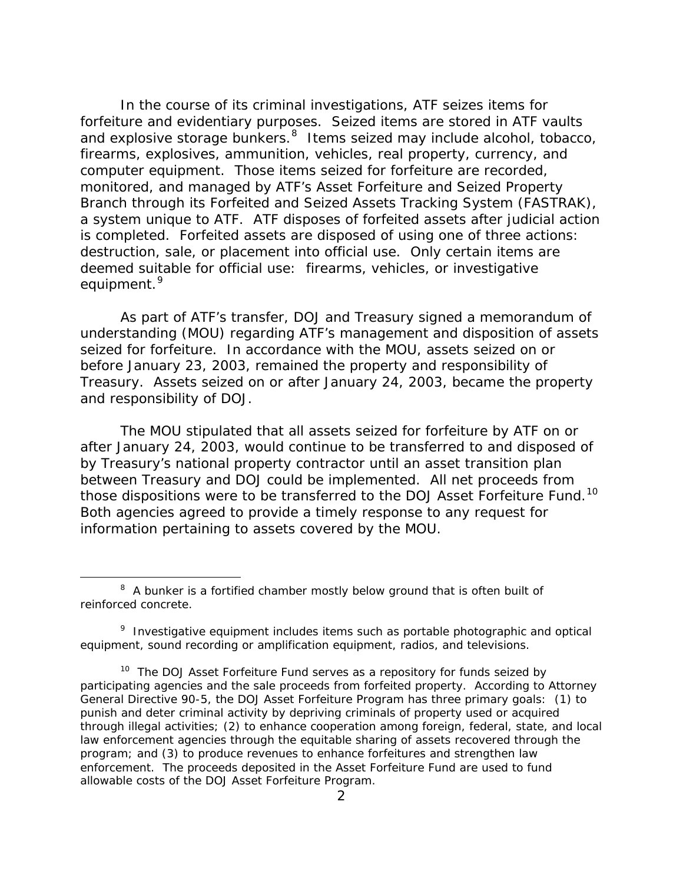In the course of its criminal investigations, ATF seizes items for forfeiture and evidentiary purposes. Seized items are stored in ATF vaults and explosive storage bunkers.[8] Items seized may include alcohol, tobacco, firearms, explosives, ammunition, vehicles, real property, currency, and computer equipment. Those items seized for forfeiture are recorded, monitored, and managed by ATF's Asset Forfeiture and Seized Property Branch through its Forfeited and Seized Assets Tracking System (FASTRAK), a system unique to ATF. ATF disposes of forfeited assets after judicial action is completed. Forfeited assets are disposed of using one of three actions: destruction, sale, or placement into official use. Only certain items are deemed suitable for official use: firearms, vehicles, or investigative equipment.[9]

As part of ATF's transfer, DOJ and Treasury signed a memorandum of understanding (MOU) regarding ATF's management and disposition of assets seized for forfeiture. In accordance with the MOU, assets seized on or before January 23, 2003, remained the property and responsibility of Treasury. Assets seized on or after January 24, 2003, became the property and responsibility of DOJ.

The MOU stipulated that all assets seized for forfeiture by ATF on or after January 24, 2003, would continue to be transferred to and disposed of by Treasury's national property contractor until an asset transition plan between Treasury and DOJ could be implemented. All net proceeds from those dispositions were to be transferred to the DOJ Asset Forfeiture Fund.[10] Both agencies agreed to provide a timely response to any request for information pertaining to assets covered by the MOU.

---

[8] A bunker is a fortified chamber mostly below ground that is often built of reinforced concrete.

[9] Investigative equipment includes items such as portable photographic and optical equipment, sound recording or amplification equipment, radios, and televisions.

[10] The DOJ Asset Forfeiture Fund serves as a repository for funds seized by participating agencies and the sale proceeds from forfeited property. According to Attorney General Directive 90-5, the DOJ Asset Forfeiture Program has three primary goals: (1) to punish and deter criminal activity by depriving criminals of property used or acquired through illegal activities; (2) to enhance cooperation among foreign, federal, state, and local law enforcement agencies through the equitable sharing of assets recovered through the program; and (3) to produce revenues to enhance forfeitures and strengthen law enforcement. The proceeds deposited in the Asset Forfeiture Fund are used to fund allowable costs of the DOJ Asset Forfeiture Program.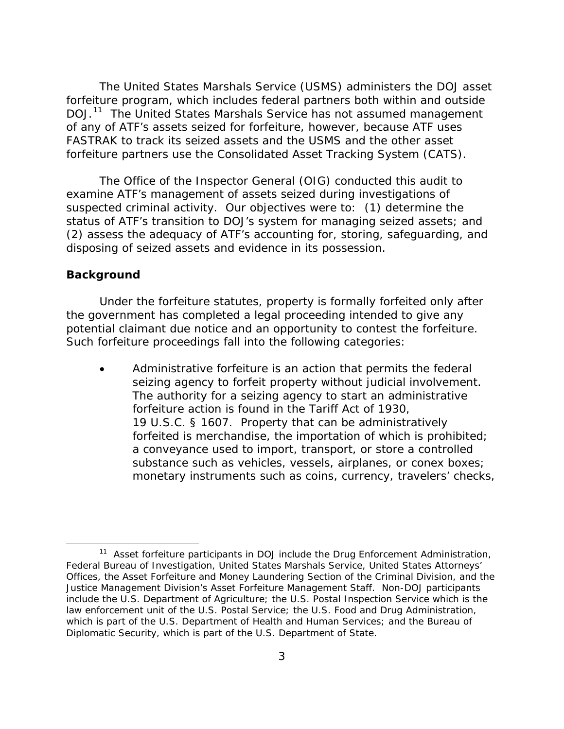The United States Marshals Service (USMS) administers the DOJ asset forfeiture program, which includes federal partners both within and outside DOJ.[11] The United States Marshals Service has not assumed management of any of ATF's assets seized for forfeiture, however, because ATF uses FASTRAK to track its seized assets and the USMS and the other asset forfeiture partners use the Consolidated Asset Tracking System (CATS).

The Office of the Inspector General (OIG) conducted this audit to examine ATF's management of assets seized during investigations of suspected criminal activity. Our objectives were to: (1) determine the status of ATF's transition to DOJ's system for managing seized assets; and (2) assess the adequacy of ATF's accounting for, storing, safeguarding, and disposing of seized assets and evidence in its possession.

**Background**

Under the forfeiture statutes, property is formally forfeited only after the government has completed a legal proceeding intended to give any potential claimant due notice and an opportunity to contest the forfeiture. Such forfeiture proceedings fall into the following categories:

- Administrative forfeiture is an action that permits the federal seizing agency to forfeit property without judicial involvement. The authority for a seizing agency to start an administrative forfeiture action is found in the Tariff Act of 1930, 19 U.S.C. § 1607. Property that can be administratively forfeited is merchandise, the importation of which is prohibited; a conveyance used to import, transport, or store a controlled substance such as vehicles, vessels, airplanes, or conex boxes; monetary instruments such as coins, currency, travelers' checks,

[11] Asset forfeiture participants in DOJ include the Drug Enforcement Administration, Federal Bureau of Investigation, United States Marshals Service, United States Attorneys' Offices, the Asset Forfeiture and Money Laundering Section of the Criminal Division, and the Justice Management Division's Asset Forfeiture Management Staff. Non-DOJ participants include the U.S. Department of Agriculture; the U.S. Postal Inspection Service which is the law enforcement unit of the U.S. Postal Service; the U.S. Food and Drug Administration, which is part of the U.S. Department of Health and Human Services; and the Bureau of Diplomatic Security, which is part of the U.S. Department of State.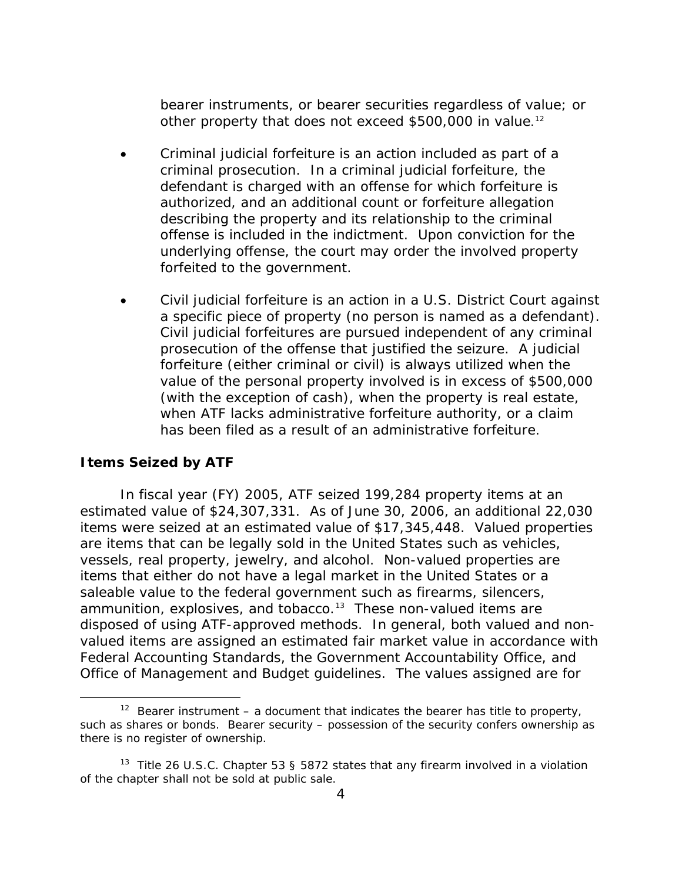bearer instruments, or bearer securities regardless of value; or other property that does not exceed $500,000 in value.[12]

- Criminal judicial forfeiture is an action included as part of a criminal prosecution. In a criminal judicial forfeiture, the defendant is charged with an offense for which forfeiture is authorized, and an additional count or forfeiture allegation describing the property and its relationship to the criminal offense is included in the indictment. Upon conviction for the underlying offense, the court may order the involved property forfeited to the government.

- Civil judicial forfeiture is an action in a U.S. District Court against a specific piece of property (no person is named as a defendant). Civil judicial forfeitures are pursued independent of any criminal prosecution of the offense that justified the seizure. A judicial forfeiture (either criminal or civil) is always utilized when the value of the personal property involved is in excess of $500,000 (with the exception of cash), when the property is real estate, when ATF lacks administrative forfeiture authority, or a claim has been filed as a result of an administrative forfeiture.

## Items Seized by ATF

In fiscal year (FY) 2005, ATF seized 199,284 property items at an estimated value of $24,307,331. As of June 30, 2006, an additional 22,030 items were seized at an estimated value of $17,345,448. Valued properties are items that can be legally sold in the United States such as vehicles, vessels, real property, jewelry, and alcohol. Non-valued properties are items that either do not have a legal market in the United States or a saleable value to the federal government such as firearms, silencers, ammunition, explosives, and tobacco.[13] These non-valued items are disposed of using ATF-approved methods. In general, both valued and non-valued items are assigned an estimated fair market value in accordance with Federal Accounting Standards, the Government Accountability Office, and Office of Management and Budget guidelines. The values assigned are for

---

[12] Bearer instrument – a document that indicates the bearer has title to property, such as shares or bonds. Bearer security – possession of the security confers ownership as there is no register of ownership.

[13] Title 26 U.S.C. Chapter 53 § 5872 states that any firearm involved in a violation of the chapter shall not be sold at public sale.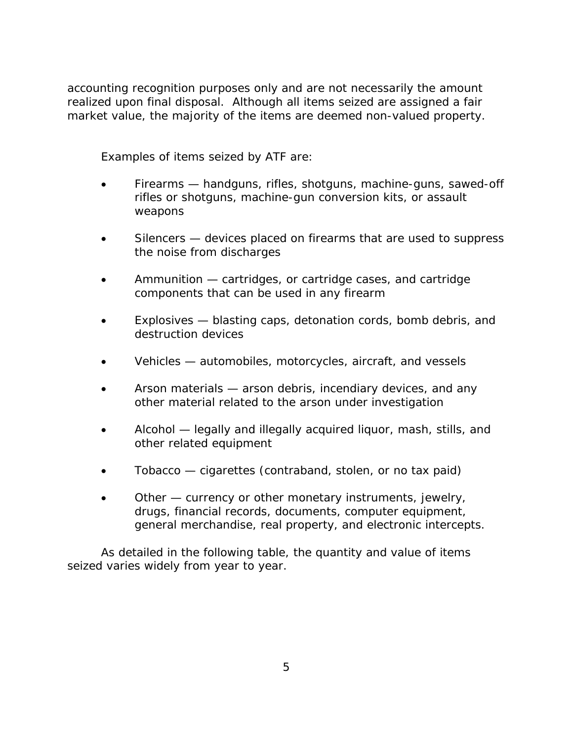accounting recognition purposes only and are not necessarily the amount realized upon final disposal. Although all items seized are assigned a fair market value, the majority of the items are deemed non-valued property.

Examples of items seized by ATF are:

- Firearms — handguns, rifles, shotguns, machine-guns, sawed-off rifles or shotguns, machine-gun conversion kits, or assault weapons
- Silencers — devices placed on firearms that are used to suppress the noise from discharges
- Ammunition — cartridges, or cartridge cases, and cartridge components that can be used in any firearm
- Explosives — blasting caps, detonation cords, bomb debris, and destruction devices
- Vehicles — automobiles, motorcycles, aircraft, and vessels
- Arson materials — arson debris, incendiary devices, and any other material related to the arson under investigation
- Alcohol — legally and illegally acquired liquor, mash, stills, and other related equipment
- Tobacco — cigarettes (contraband, stolen, or no tax paid)
- Other — currency or other monetary instruments, jewelry, drugs, financial records, documents, computer equipment, general merchandise, real property, and electronic intercepts.

As detailed in the following table, the quantity and value of items seized varies widely from year to year.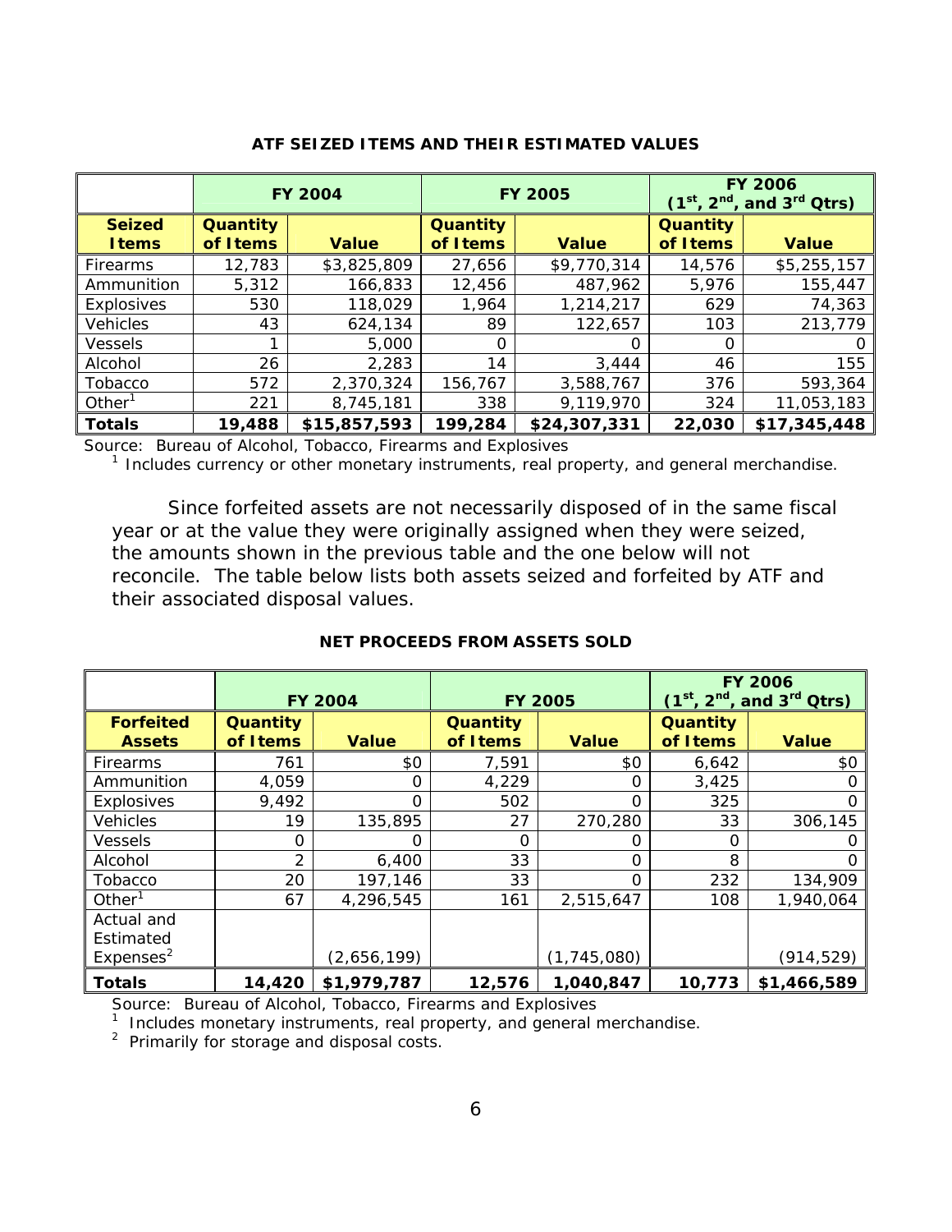**ATF SEIZED ITEMS AND THEIR ESTIMATED VALUES**

| | FY 2004 | | FY 2005 | | FY 2006 (1st, 2nd, and 3rd Qtrs) | |
|---|---|---|---|---|---|---|
| **Seized Items** | **Quantity of Items** | **Value** | **Quantity of Items** | **Value** | **Quantity of Items** | **Value** |
| Firearms | 12,783 | $3,825,809 | 27,656 | $9,770,314 | 14,576 | $5,255,157 |
| Ammunition | 5,312 | 166,833 | 12,456 | 487,962 | 5,976 | 155,447 |
| Explosives | 530 | 118,029 | 1,964 | 1,214,217 | 629 | 74,363 |
| Vehicles | 43 | 624,134 | 89 | 122,657 | 103 | 213,779 |
| Vessels | 1 | 5,000 | 0 | 0 | 0 | 0 |
| Alcohol | 26 | 2,283 | 14 | 3,444 | 46 | 155 |
| Tobacco | 572 | 2,370,324 | 156,767 | 3,588,767 | 376 | 593,364 |
| Other[1] | 221 | 8,745,181 | 338 | 9,119,970 | 324 | 11,053,183 |
| **Totals** | **19,488** | **$15,857,593** | **199,284** | **$24,307,331** | **22,030** | **$17,345,448** |

Source: Bureau of Alcohol, Tobacco, Firearms and Explosives
[1] Includes currency or other monetary instruments, real property, and general merchandise.

Since forfeited assets are not necessarily disposed of in the same fiscal year or at the value they were originally assigned when they were seized, the amounts shown in the previous table and the one below will not reconcile. The table below lists both assets seized and forfeited by ATF and their associated disposal values.

**NET PROCEEDS FROM ASSETS SOLD**

| | FY 2004 | | FY 2005 | | FY 2006 (1st, 2nd, and 3rd Qtrs) | |
|---|---|---|---|---|---|---|
| **Forfeited Assets** | **Quantity of Items** | **Value** | **Quantity of Items** | **Value** | **Quantity of Items** | **Value** |
| Firearms | 761 | $0 | 7,591 | $0 | 6,642 | $0 |
| Ammunition | 4,059 | 0 | 4,229 | 0 | 3,425 | 0 |
| Explosives | 9,492 | 0 | 502 | 0 | 325 | 0 |
| Vehicles | 19 | 135,895 | 27 | 270,280 | 33 | 306,145 |
| Vessels | 0 | 0 | 0 | 0 | 0 | 0 |
| Alcohol | 2 | 6,400 | 33 | 0 | 8 | 0 |
| Tobacco | 20 | 197,146 | 33 | 0 | 232 | 134,909 |
| Other[1] | 67 | 4,296,545 | 161 | 2,515,647 | 108 | 1,940,064 |
| Actual and Estimated Expenses[2] | | (2,656,199) | | (1,745,080) | | (914,529) |
| **Totals** | **14,420** | **$1,979,787** | **12,576** | **1,040,847** | **10,773** | **$1,466,589** |

Source: Bureau of Alcohol, Tobacco, Firearms and Explosives
[1] Includes monetary instruments, real property, and general merchandise.
[2] Primarily for storage and disposal costs.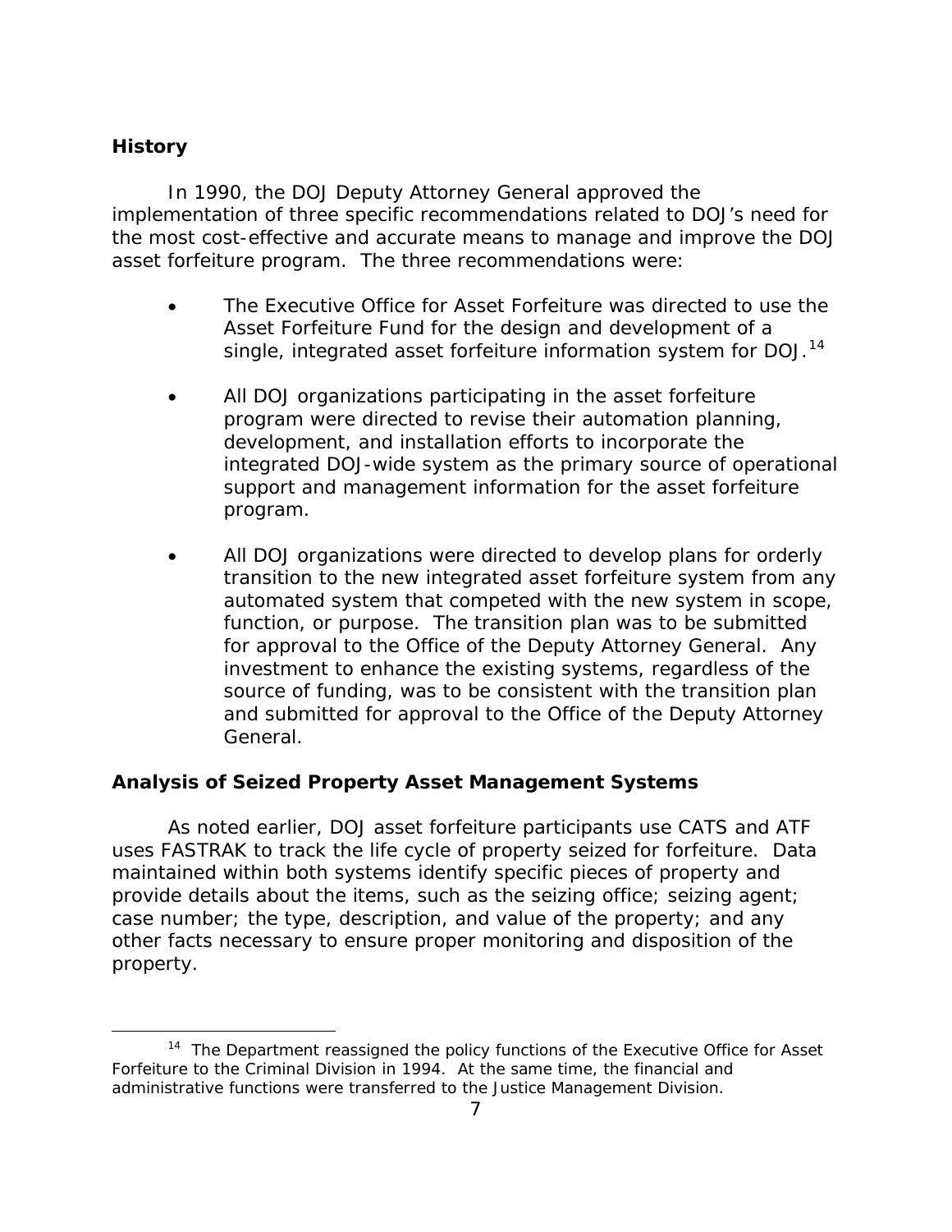## History

In 1990, the DOJ Deputy Attorney General approved the implementation of three specific recommendations related to DOJ's need for the most cost-effective and accurate means to manage and improve the DOJ asset forfeiture program. The three recommendations were:

- The Executive Office for Asset Forfeiture was directed to use the Asset Forfeiture Fund for the design and development of a single, integrated asset forfeiture information system for DOJ.[14]

- All DOJ organizations participating in the asset forfeiture program were directed to revise their automation planning, development, and installation efforts to incorporate the integrated DOJ-wide system as the primary source of operational support and management information for the asset forfeiture program.

- All DOJ organizations were directed to develop plans for orderly transition to the new integrated asset forfeiture system from any automated system that competed with the new system in scope, function, or purpose. The transition plan was to be submitted for approval to the Office of the Deputy Attorney General. Any investment to enhance the existing systems, regardless of the source of funding, was to be consistent with the transition plan and submitted for approval to the Office of the Deputy Attorney General.

## Analysis of Seized Property Asset Management Systems

As noted earlier, DOJ asset forfeiture participants use CATS and ATF uses FASTRAK to track the life cycle of property seized for forfeiture. Data maintained within both systems identify specific pieces of property and provide details about the items, such as the seizing office; seizing agent; case number; the type, description, and value of the property; and any other facts necessary to ensure proper monitoring and disposition of the property.

[14] The Department reassigned the policy functions of the Executive Office for Asset Forfeiture to the Criminal Division in 1994. At the same time, the financial and administrative functions were transferred to the Justice Management Division.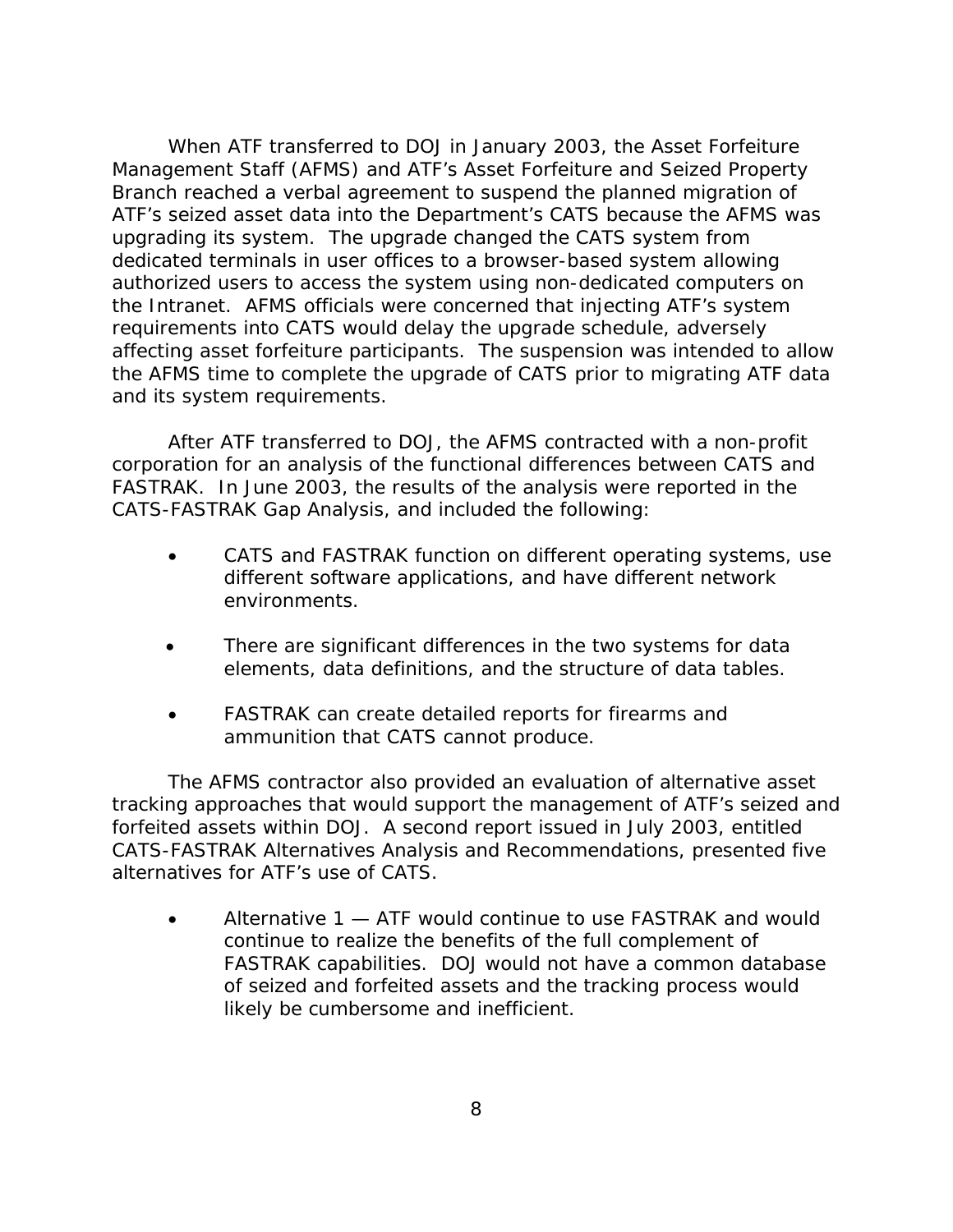When ATF transferred to DOJ in January 2003, the Asset Forfeiture Management Staff (AFMS) and ATF's Asset Forfeiture and Seized Property Branch reached a verbal agreement to suspend the planned migration of ATF's seized asset data into the Department's CATS because the AFMS was upgrading its system. The upgrade changed the CATS system from dedicated terminals in user offices to a browser-based system allowing authorized users to access the system using non-dedicated computers on the Intranet. AFMS officials were concerned that injecting ATF's system requirements into CATS would delay the upgrade schedule, adversely affecting asset forfeiture participants. The suspension was intended to allow the AFMS time to complete the upgrade of CATS prior to migrating ATF data and its system requirements.

After ATF transferred to DOJ, the AFMS contracted with a non-profit corporation for an analysis of the functional differences between CATS and FASTRAK. In June 2003, the results of the analysis were reported in the CATS-FASTRAK Gap Analysis, and included the following:

- CATS and FASTRAK function on different operating systems, use different software applications, and have different network environments.
- There are significant differences in the two systems for data elements, data definitions, and the structure of data tables.
- FASTRAK can create detailed reports for firearms and ammunition that CATS cannot produce.

The AFMS contractor also provided an evaluation of alternative asset tracking approaches that would support the management of ATF's seized and forfeited assets within DOJ. A second report issued in July 2003, entitled CATS-FASTRAK Alternatives Analysis and Recommendations, presented five alternatives for ATF's use of CATS.

- Alternative 1 — ATF would continue to use FASTRAK and would continue to realize the benefits of the full complement of FASTRAK capabilities. DOJ would not have a common database of seized and forfeited assets and the tracking process would likely be cumbersome and inefficient.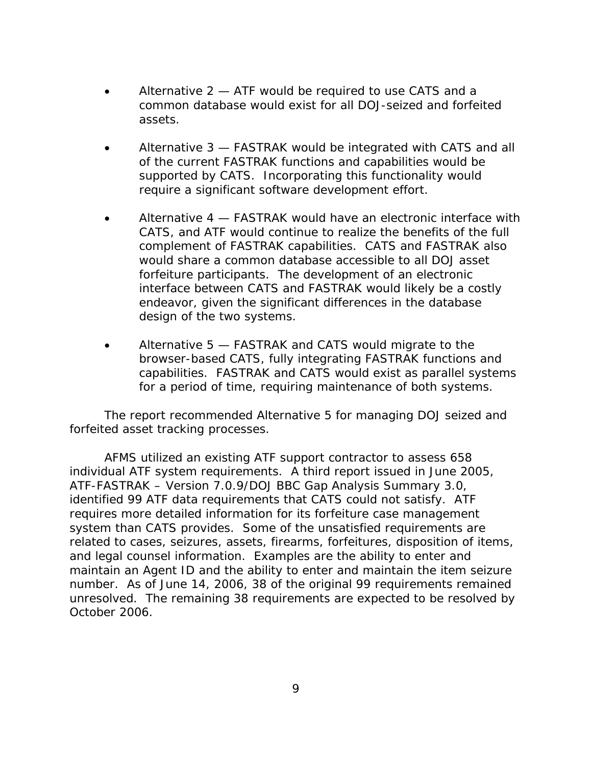- Alternative 2 — ATF would be required to use CATS and a common database would exist for all DOJ-seized and forfeited assets.

- Alternative 3 — FASTRAK would be integrated with CATS and all of the current FASTRAK functions and capabilities would be supported by CATS. Incorporating this functionality would require a significant software development effort.

- Alternative 4 — FASTRAK would have an electronic interface with CATS, and ATF would continue to realize the benefits of the full complement of FASTRAK capabilities. CATS and FASTRAK also would share a common database accessible to all DOJ asset forfeiture participants. The development of an electronic interface between CATS and FASTRAK would likely be a costly endeavor, given the significant differences in the database design of the two systems.

- Alternative 5 — FASTRAK and CATS would migrate to the browser-based CATS, fully integrating FASTRAK functions and capabilities. FASTRAK and CATS would exist as parallel systems for a period of time, requiring maintenance of both systems.

The report recommended Alternative 5 for managing DOJ seized and forfeited asset tracking processes.

AFMS utilized an existing ATF support contractor to assess 658 individual ATF system requirements. A third report issued in June 2005, ATF-FASTRAK – Version 7.0.9/DOJ BBC Gap Analysis Summary 3.0, identified 99 ATF data requirements that CATS could not satisfy. ATF requires more detailed information for its forfeiture case management system than CATS provides. Some of the unsatisfied requirements are related to cases, seizures, assets, firearms, forfeitures, disposition of items, and legal counsel information. Examples are the ability to enter and maintain an Agent ID and the ability to enter and maintain the item seizure number. As of June 14, 2006, 38 of the original 99 requirements remained unresolved. The remaining 38 requirements are expected to be resolved by October 2006.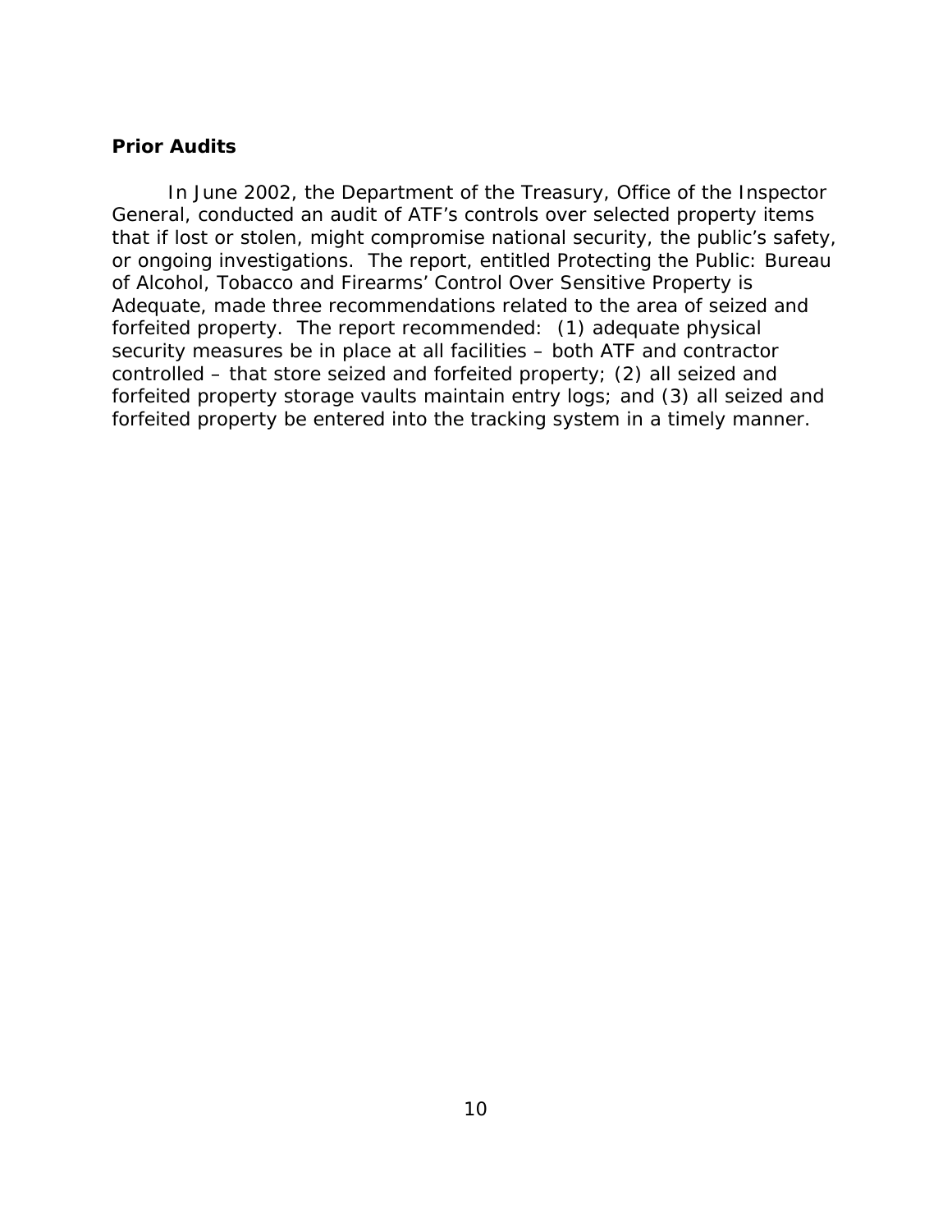## Prior Audits

In June 2002, the Department of the Treasury, Office of the Inspector General, conducted an audit of ATF's controls over selected property items that if lost or stolen, might compromise national security, the public's safety, or ongoing investigations. The report, entitled Protecting the Public: Bureau of Alcohol, Tobacco and Firearms' Control Over Sensitive Property is Adequate, made three recommendations related to the area of seized and forfeited property. The report recommended: (1) adequate physical security measures be in place at all facilities – both ATF and contractor controlled – that store seized and forfeited property; (2) all seized and forfeited property storage vaults maintain entry logs; and (3) all seized and forfeited property be entered into the tracking system in a timely manner.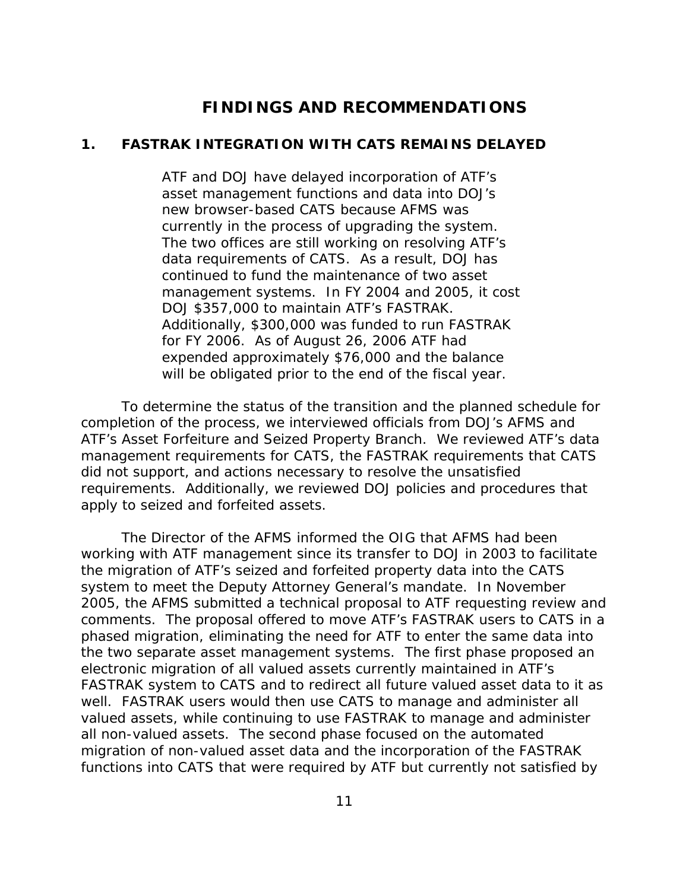# FINDINGS AND RECOMMENDATIONS

## 1. FASTRAK INTEGRATION WITH CATS REMAINS DELAYED

> ATF and DOJ have delayed incorporation of ATF's asset management functions and data into DOJ's new browser-based CATS because AFMS was currently in the process of upgrading the system. The two offices are still working on resolving ATF's data requirements of CATS. As a result, DOJ has continued to fund the maintenance of two asset management systems. In FY 2004 and 2005, it cost DOJ $357,000 to maintain ATF's FASTRAK. Additionally, $300,000 was funded to run FASTRAK for FY 2006. As of August 26, 2006 ATF had expended approximately $76,000 and the balance will be obligated prior to the end of the fiscal year.

To determine the status of the transition and the planned schedule for completion of the process, we interviewed officials from DOJ's AFMS and ATF's Asset Forfeiture and Seized Property Branch. We reviewed ATF's data management requirements for CATS, the FASTRAK requirements that CATS did not support, and actions necessary to resolve the unsatisfied requirements. Additionally, we reviewed DOJ policies and procedures that apply to seized and forfeited assets.

The Director of the AFMS informed the OIG that AFMS had been working with ATF management since its transfer to DOJ in 2003 to facilitate the migration of ATF's seized and forfeited property data into the CATS system to meet the Deputy Attorney General's mandate. In November 2005, the AFMS submitted a technical proposal to ATF requesting review and comments. The proposal offered to move ATF's FASTRAK users to CATS in a phased migration, eliminating the need for ATF to enter the same data into the two separate asset management systems. The first phase proposed an electronic migration of all valued assets currently maintained in ATF's FASTRAK system to CATS and to redirect all future valued asset data to it as well. FASTRAK users would then use CATS to manage and administer all valued assets, while continuing to use FASTRAK to manage and administer all non-valued assets. The second phase focused on the automated migration of non-valued asset data and the incorporation of the FASTRAK functions into CATS that were required by ATF but currently not satisfied by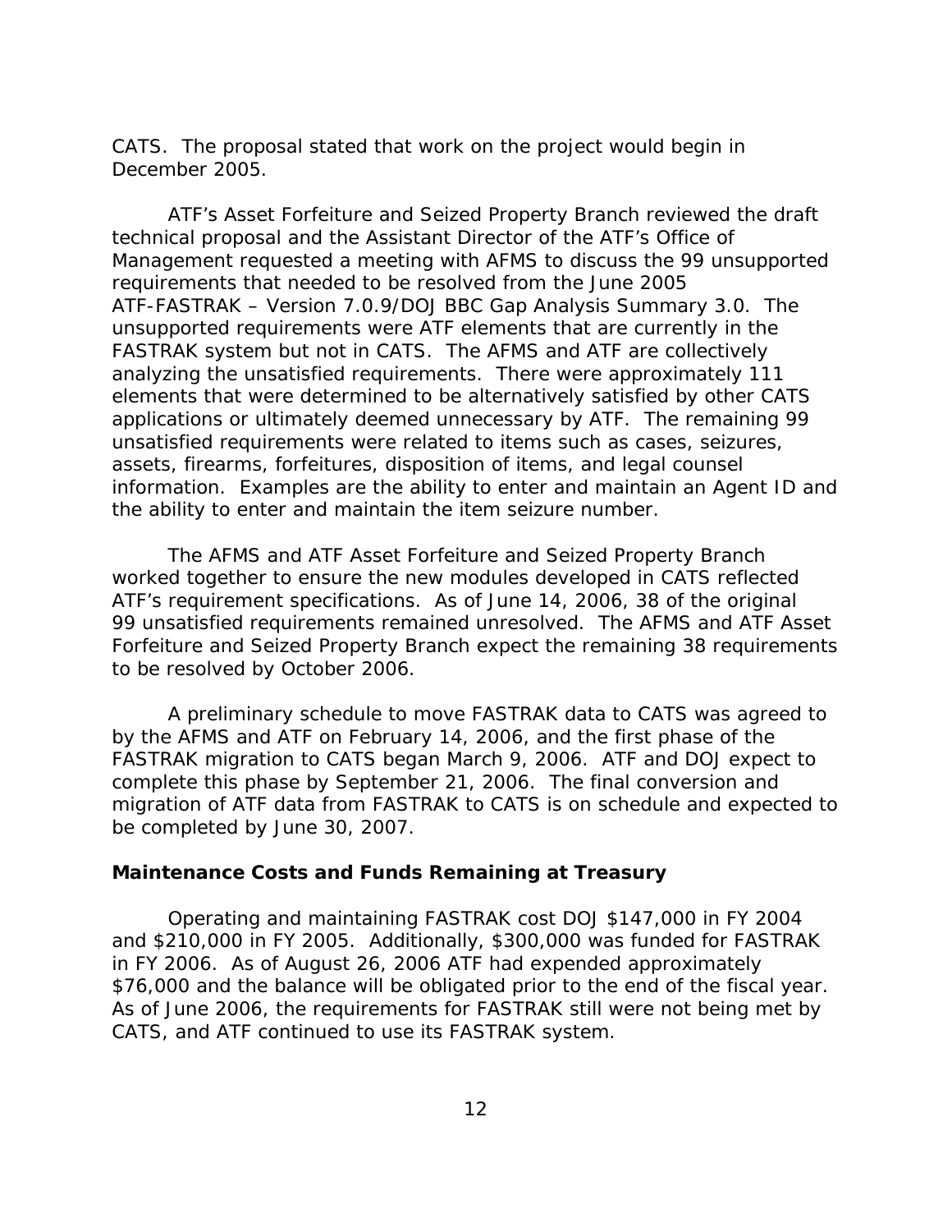CATS. The proposal stated that work on the project would begin in December 2005.

ATF's Asset Forfeiture and Seized Property Branch reviewed the draft technical proposal and the Assistant Director of the ATF's Office of Management requested a meeting with AFMS to discuss the 99 unsupported requirements that needed to be resolved from the June 2005 ATF-FASTRAK – Version 7.0.9/DOJ BBC Gap Analysis Summary 3.0. The unsupported requirements were ATF elements that are currently in the FASTRAK system but not in CATS. The AFMS and ATF are collectively analyzing the unsatisfied requirements. There were approximately 111 elements that were determined to be alternatively satisfied by other CATS applications or ultimately deemed unnecessary by ATF. The remaining 99 unsatisfied requirements were related to items such as cases, seizures, assets, firearms, forfeitures, disposition of items, and legal counsel information. Examples are the ability to enter and maintain an Agent ID and the ability to enter and maintain the item seizure number.

The AFMS and ATF Asset Forfeiture and Seized Property Branch worked together to ensure the new modules developed in CATS reflected ATF's requirement specifications. As of June 14, 2006, 38 of the original 99 unsatisfied requirements remained unresolved. The AFMS and ATF Asset Forfeiture and Seized Property Branch expect the remaining 38 requirements to be resolved by October 2006.

A preliminary schedule to move FASTRAK data to CATS was agreed to by the AFMS and ATF on February 14, 2006, and the first phase of the FASTRAK migration to CATS began March 9, 2006. ATF and DOJ expect to complete this phase by September 21, 2006. The final conversion and migration of ATF data from FASTRAK to CATS is on schedule and expected to be completed by June 30, 2007.

**Maintenance Costs and Funds Remaining at Treasury**

Operating and maintaining FASTRAK cost DOJ $147,000 in FY 2004 and $210,000 in FY 2005. Additionally, $300,000 was funded for FASTRAK in FY 2006. As of August 26, 2006 ATF had expended approximately $76,000 and the balance will be obligated prior to the end of the fiscal year. As of June 2006, the requirements for FASTRAK still were not being met by CATS, and ATF continued to use its FASTRAK system.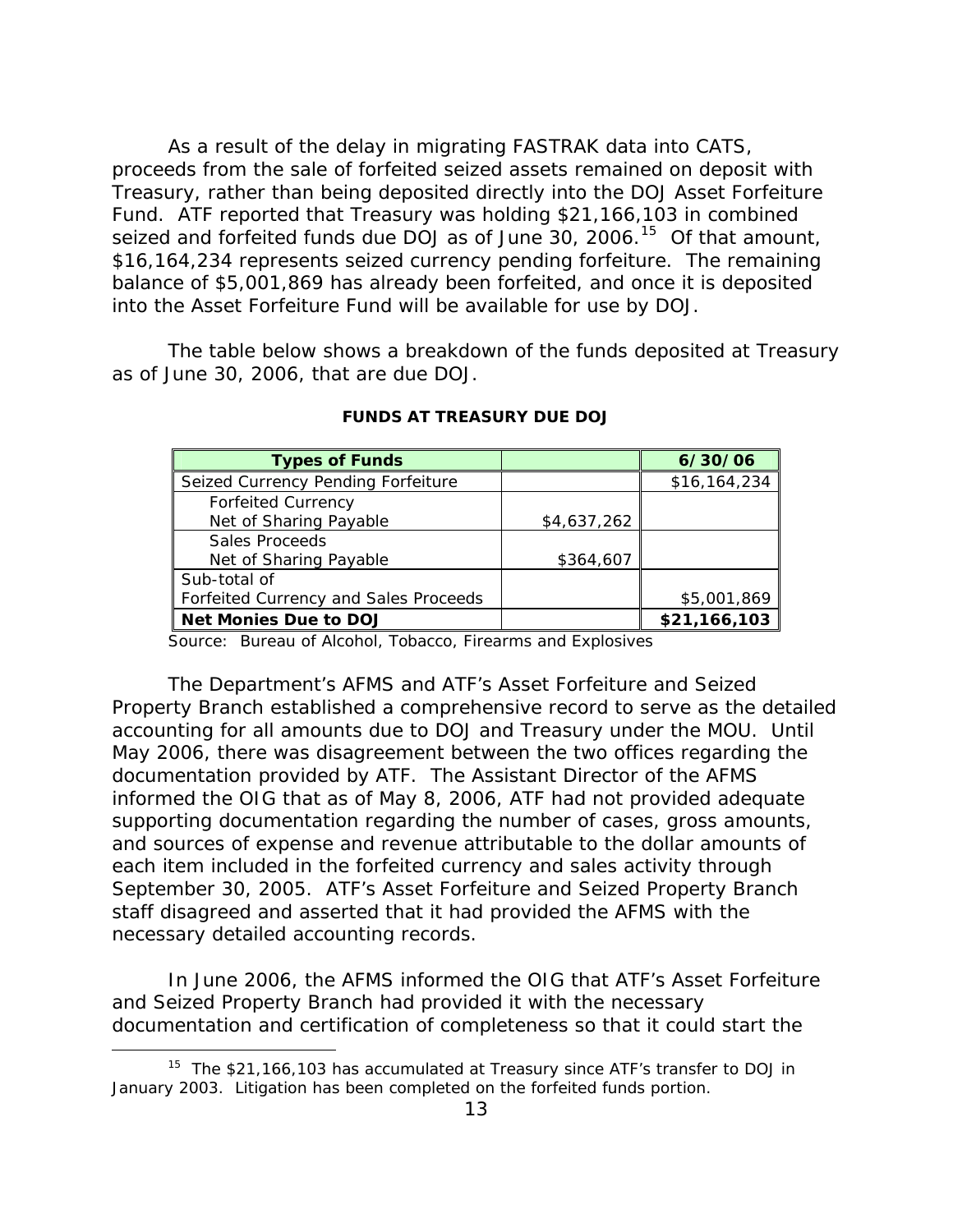As a result of the delay in migrating FASTRAK data into CATS, proceeds from the sale of forfeited seized assets remained on deposit with Treasury, rather than being deposited directly into the DOJ Asset Forfeiture Fund. ATF reported that Treasury was holding $21,166,103 in combined seized and forfeited funds due DOJ as of June 30, 2006.[15] Of that amount, $16,164,234 represents seized currency pending forfeiture. The remaining balance of $5,001,869 has already been forfeited, and once it is deposited into the Asset Forfeiture Fund will be available for use by DOJ.

The table below shows a breakdown of the funds deposited at Treasury as of June 30, 2006, that are due DOJ.

**FUNDS AT TREASURY DUE DOJ**

| Types of Funds | | 6/30/06 |
|---|---|---|
| Seized Currency Pending Forfeiture | | $16,164,234 |
| Forfeited Currency Net of Sharing Payable | $4,637,262 | |
| Sales Proceeds Net of Sharing Payable | $364,607 | |
| Sub-total of Forfeited Currency and Sales Proceeds | | $5,001,869 |
| **Net Monies Due to DOJ** | | **$21,166,103** |

Source: Bureau of Alcohol, Tobacco, Firearms and Explosives

The Department's AFMS and ATF's Asset Forfeiture and Seized Property Branch established a comprehensive record to serve as the detailed accounting for all amounts due to DOJ and Treasury under the MOU. Until May 2006, there was disagreement between the two offices regarding the documentation provided by ATF. The Assistant Director of the AFMS informed the OIG that as of May 8, 2006, ATF had not provided adequate supporting documentation regarding the number of cases, gross amounts, and sources of expense and revenue attributable to the dollar amounts of each item included in the forfeited currency and sales activity through September 30, 2005. ATF's Asset Forfeiture and Seized Property Branch staff disagreed and asserted that it had provided the AFMS with the necessary detailed accounting records.

In June 2006, the AFMS informed the OIG that ATF's Asset Forfeiture and Seized Property Branch had provided it with the necessary documentation and certification of completeness so that it could start the

[15] The $21,166,103 has accumulated at Treasury since ATF's transfer to DOJ in January 2003. Litigation has been completed on the forfeited funds portion.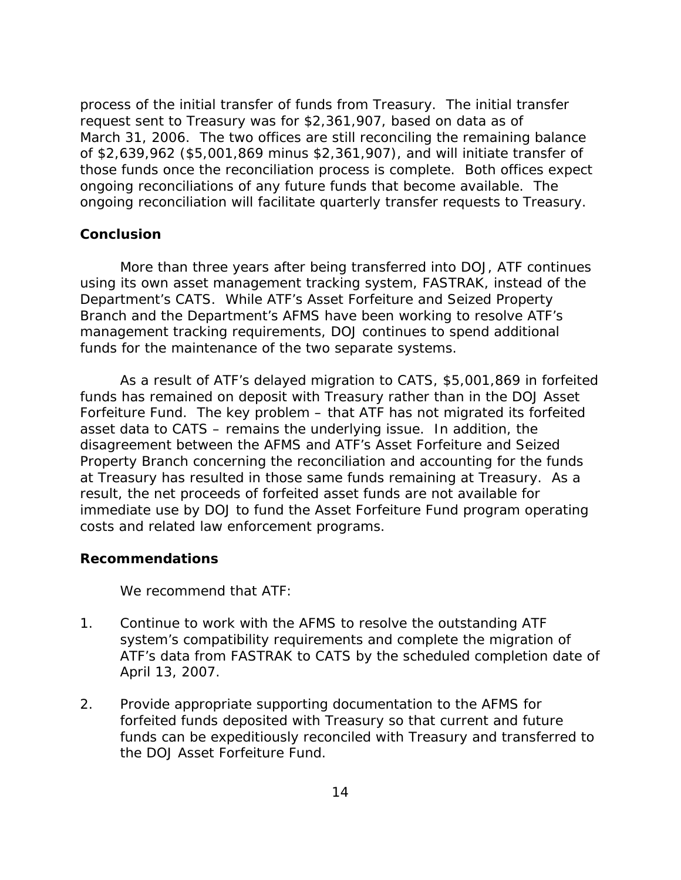process of the initial transfer of funds from Treasury. The initial transfer request sent to Treasury was for $2,361,907, based on data as of March 31, 2006. The two offices are still reconciling the remaining balance of $2,639,962 ($5,001,869 minus $2,361,907), and will initiate transfer of those funds once the reconciliation process is complete. Both offices expect ongoing reconciliations of any future funds that become available. The ongoing reconciliation will facilitate quarterly transfer requests to Treasury.

### Conclusion

More than three years after being transferred into DOJ, ATF continues using its own asset management tracking system, FASTRAK, instead of the Department's CATS. While ATF's Asset Forfeiture and Seized Property Branch and the Department's AFMS have been working to resolve ATF's management tracking requirements, DOJ continues to spend additional funds for the maintenance of the two separate systems.

As a result of ATF's delayed migration to CATS, $5,001,869 in forfeited funds has remained on deposit with Treasury rather than in the DOJ Asset Forfeiture Fund. The key problem – that ATF has not migrated its forfeited asset data to CATS – remains the underlying issue. In addition, the disagreement between the AFMS and ATF's Asset Forfeiture and Seized Property Branch concerning the reconciliation and accounting for the funds at Treasury has resulted in those same funds remaining at Treasury. As a result, the net proceeds of forfeited asset funds are not available for immediate use by DOJ to fund the Asset Forfeiture Fund program operating costs and related law enforcement programs.

### Recommendations

We recommend that ATF:

1. Continue to work with the AFMS to resolve the outstanding ATF system's compatibility requirements and complete the migration of ATF's data from FASTRAK to CATS by the scheduled completion date of April 13, 2007.

2. Provide appropriate supporting documentation to the AFMS for forfeited funds deposited with Treasury so that current and future funds can be expeditiously reconciled with Treasury and transferred to the DOJ Asset Forfeiture Fund.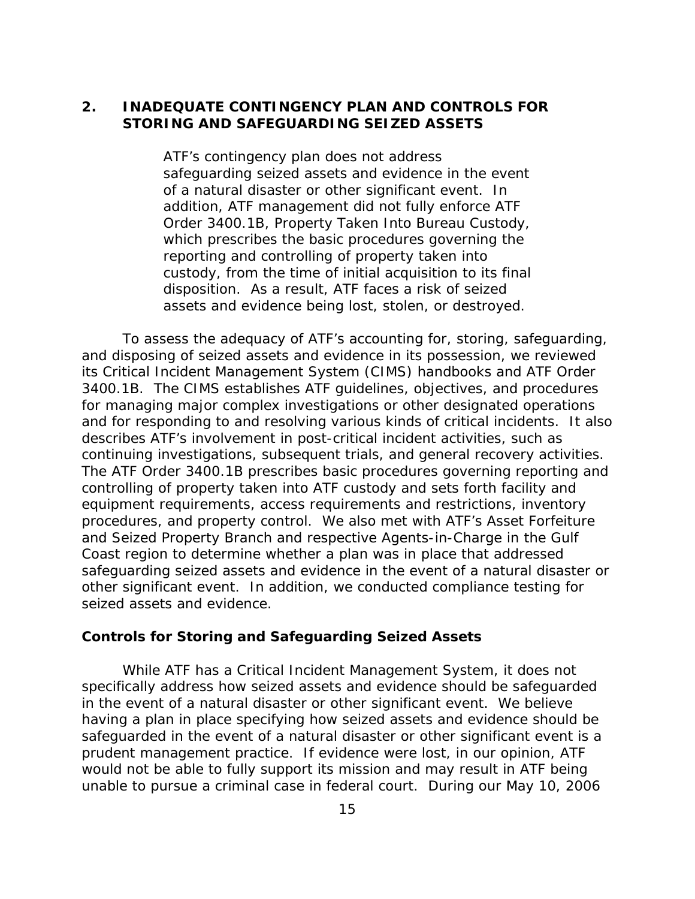## 2. INADEQUATE CONTINGENCY PLAN AND CONTROLS FOR STORING AND SAFEGUARDING SEIZED ASSETS

> ATF's contingency plan does not address safeguarding seized assets and evidence in the event of a natural disaster or other significant event. In addition, ATF management did not fully enforce ATF Order 3400.1B, Property Taken Into Bureau Custody, which prescribes the basic procedures governing the reporting and controlling of property taken into custody, from the time of initial acquisition to its final disposition. As a result, ATF faces a risk of seized assets and evidence being lost, stolen, or destroyed.

To assess the adequacy of ATF's accounting for, storing, safeguarding, and disposing of seized assets and evidence in its possession, we reviewed its Critical Incident Management System (CIMS) handbooks and ATF Order 3400.1B. The CIMS establishes ATF guidelines, objectives, and procedures for managing major complex investigations or other designated operations and for responding to and resolving various kinds of critical incidents. It also describes ATF's involvement in post-critical incident activities, such as continuing investigations, subsequent trials, and general recovery activities. The ATF Order 3400.1B prescribes basic procedures governing reporting and controlling of property taken into ATF custody and sets forth facility and equipment requirements, access requirements and restrictions, inventory procedures, and property control. We also met with ATF's Asset Forfeiture and Seized Property Branch and respective Agents-in-Charge in the Gulf Coast region to determine whether a plan was in place that addressed safeguarding seized assets and evidence in the event of a natural disaster or other significant event. In addition, we conducted compliance testing for seized assets and evidence.

### Controls for Storing and Safeguarding Seized Assets

While ATF has a Critical Incident Management System, it does not specifically address how seized assets and evidence should be safeguarded in the event of a natural disaster or other significant event. We believe having a plan in place specifying how seized assets and evidence should be safeguarded in the event of a natural disaster or other significant event is a prudent management practice. If evidence were lost, in our opinion, ATF would not be able to fully support its mission and may result in ATF being unable to pursue a criminal case in federal court. During our May 10, 2006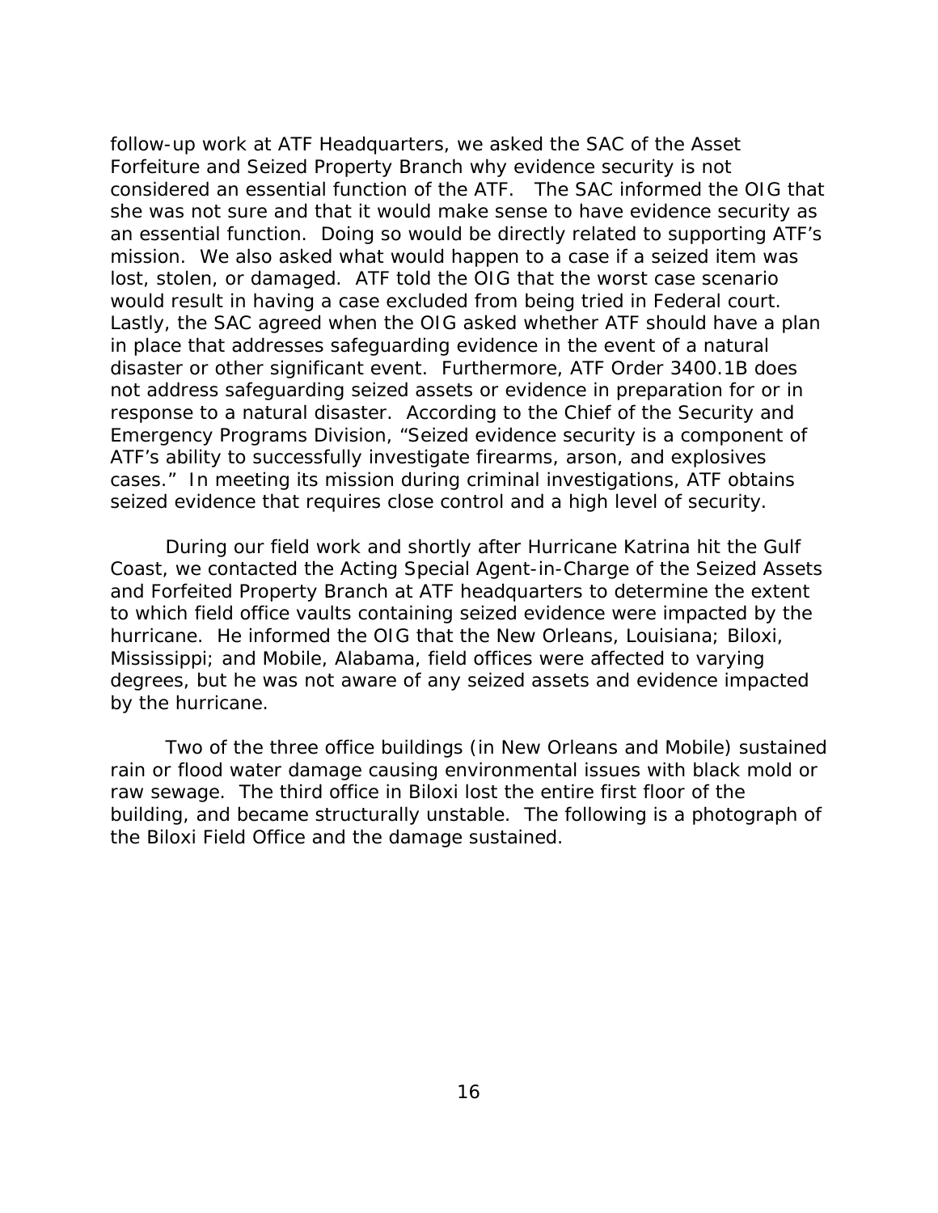follow-up work at ATF Headquarters, we asked the SAC of the Asset Forfeiture and Seized Property Branch why evidence security is not considered an essential function of the ATF. The SAC informed the OIG that she was not sure and that it would make sense to have evidence security as an essential function. Doing so would be directly related to supporting ATF's mission. We also asked what would happen to a case if a seized item was lost, stolen, or damaged. ATF told the OIG that the worst case scenario would result in having a case excluded from being tried in Federal court. Lastly, the SAC agreed when the OIG asked whether ATF should have a plan in place that addresses safeguarding evidence in the event of a natural disaster or other significant event. Furthermore, ATF Order 3400.1B does not address safeguarding seized assets or evidence in preparation for or in response to a natural disaster. According to the Chief of the Security and Emergency Programs Division, "Seized evidence security is a component of ATF's ability to successfully investigate firearms, arson, and explosives cases." In meeting its mission during criminal investigations, ATF obtains seized evidence that requires close control and a high level of security.

During our field work and shortly after Hurricane Katrina hit the Gulf Coast, we contacted the Acting Special Agent-in-Charge of the Seized Assets and Forfeited Property Branch at ATF headquarters to determine the extent to which field office vaults containing seized evidence were impacted by the hurricane. He informed the OIG that the New Orleans, Louisiana; Biloxi, Mississippi; and Mobile, Alabama, field offices were affected to varying degrees, but he was not aware of any seized assets and evidence impacted by the hurricane.

Two of the three office buildings (in New Orleans and Mobile) sustained rain or flood water damage causing environmental issues with black mold or raw sewage. The third office in Biloxi lost the entire first floor of the building, and became structurally unstable. The following is a photograph of the Biloxi Field Office and the damage sustained.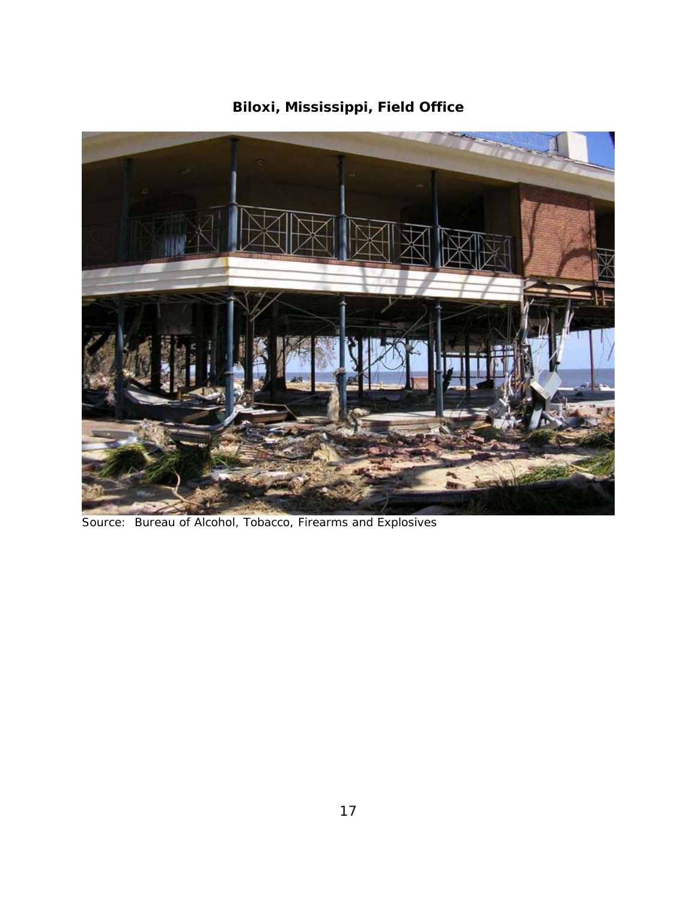**Biloxi, Mississippi, Field Office**

Source: Bureau of Alcohol, Tobacco, Firearms and Explosives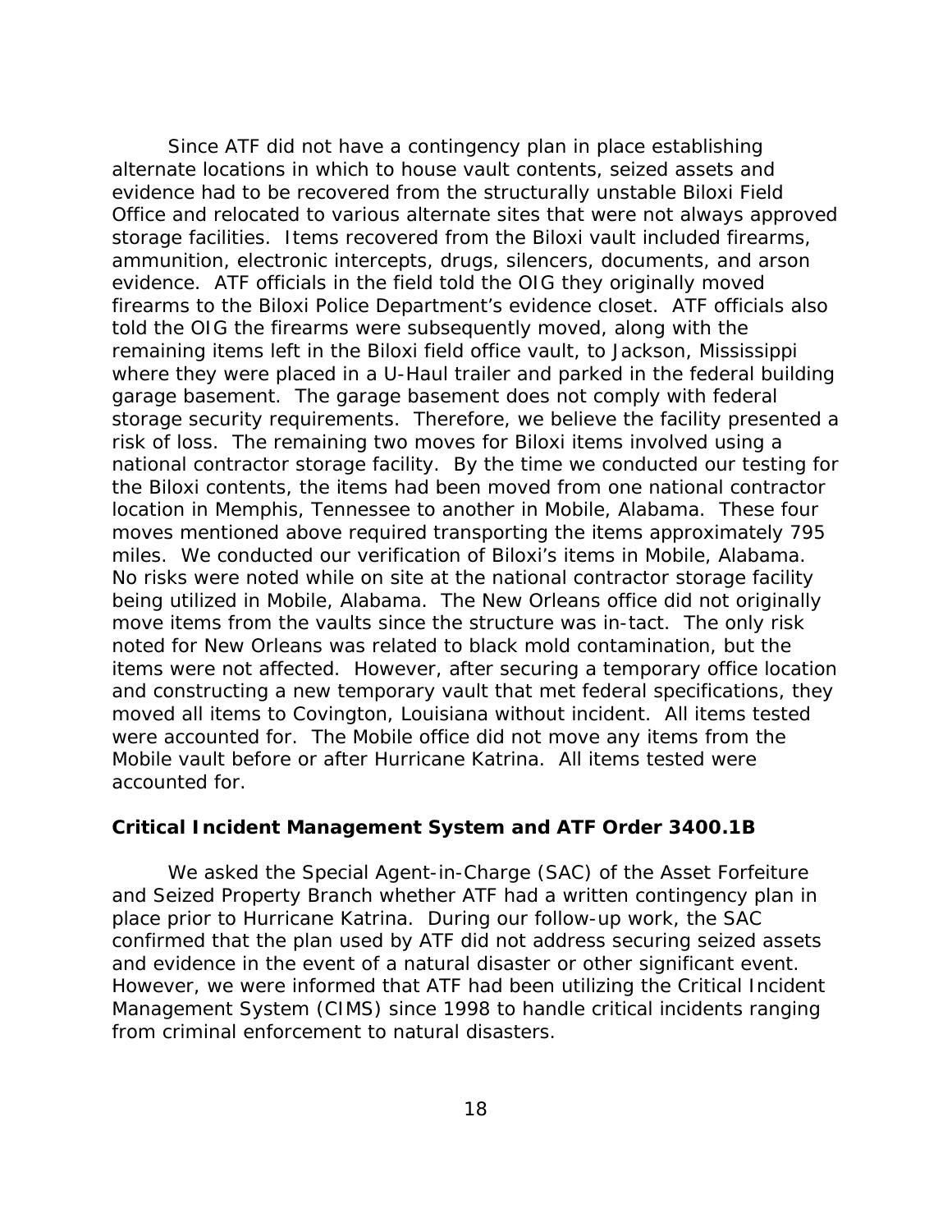Since ATF did not have a contingency plan in place establishing alternate locations in which to house vault contents, seized assets and evidence had to be recovered from the structurally unstable Biloxi Field Office and relocated to various alternate sites that were not always approved storage facilities. Items recovered from the Biloxi vault included firearms, ammunition, electronic intercepts, drugs, silencers, documents, and arson evidence. ATF officials in the field told the OIG they originally moved firearms to the Biloxi Police Department's evidence closet. ATF officials also told the OIG the firearms were subsequently moved, along with the remaining items left in the Biloxi field office vault, to Jackson, Mississippi where they were placed in a U-Haul trailer and parked in the federal building garage basement. The garage basement does not comply with federal storage security requirements. Therefore, we believe the facility presented a risk of loss. The remaining two moves for Biloxi items involved using a national contractor storage facility. By the time we conducted our testing for the Biloxi contents, the items had been moved from one national contractor location in Memphis, Tennessee to another in Mobile, Alabama. These four moves mentioned above required transporting the items approximately 795 miles. We conducted our verification of Biloxi's items in Mobile, Alabama. No risks were noted while on site at the national contractor storage facility being utilized in Mobile, Alabama. The New Orleans office did not originally move items from the vaults since the structure was in-tact. The only risk noted for New Orleans was related to black mold contamination, but the items were not affected. However, after securing a temporary office location and constructing a new temporary vault that met federal specifications, they moved all items to Covington, Louisiana without incident. All items tested were accounted for. The Mobile office did not move any items from the Mobile vault before or after Hurricane Katrina. All items tested were accounted for.

### Critical Incident Management System and ATF Order 3400.1B

We asked the Special Agent-in-Charge (SAC) of the Asset Forfeiture and Seized Property Branch whether ATF had a written contingency plan in place prior to Hurricane Katrina. During our follow-up work, the SAC confirmed that the plan used by ATF did not address securing seized assets and evidence in the event of a natural disaster or other significant event. However, we were informed that ATF had been utilizing the Critical Incident Management System (CIMS) since 1998 to handle critical incidents ranging from criminal enforcement to natural disasters.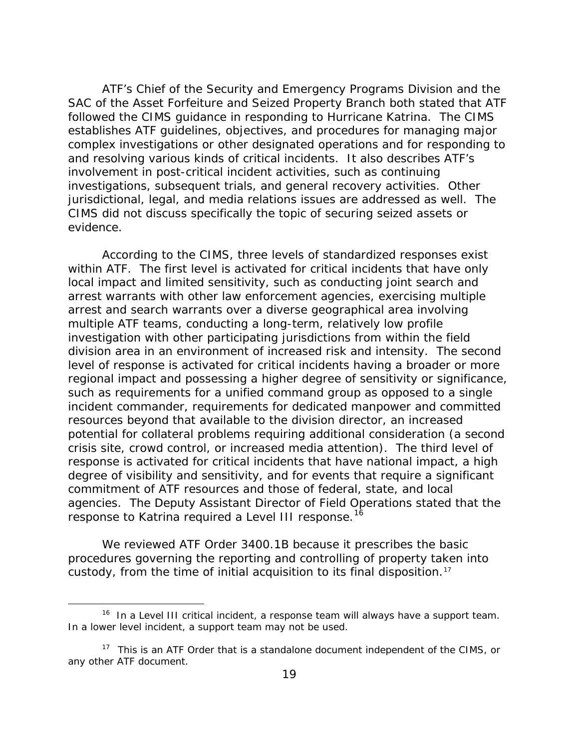ATF's Chief of the Security and Emergency Programs Division and the SAC of the Asset Forfeiture and Seized Property Branch both stated that ATF followed the CIMS guidance in responding to Hurricane Katrina. The CIMS establishes ATF guidelines, objectives, and procedures for managing major complex investigations or other designated operations and for responding to and resolving various kinds of critical incidents. It also describes ATF's involvement in post-critical incident activities, such as continuing investigations, subsequent trials, and general recovery activities. Other jurisdictional, legal, and media relations issues are addressed as well. The CIMS did not discuss specifically the topic of securing seized assets or evidence.

According to the CIMS, three levels of standardized responses exist within ATF. The first level is activated for critical incidents that have only local impact and limited sensitivity, such as conducting joint search and arrest warrants with other law enforcement agencies, exercising multiple arrest and search warrants over a diverse geographical area involving multiple ATF teams, conducting a long-term, relatively low profile investigation with other participating jurisdictions from within the field division area in an environment of increased risk and intensity. The second level of response is activated for critical incidents having a broader or more regional impact and possessing a higher degree of sensitivity or significance, such as requirements for a unified command group as opposed to a single incident commander, requirements for dedicated manpower and committed resources beyond that available to the division director, an increased potential for collateral problems requiring additional consideration (a second crisis site, crowd control, or increased media attention). The third level of response is activated for critical incidents that have national impact, a high degree of visibility and sensitivity, and for events that require a significant commitment of ATF resources and those of federal, state, and local agencies. The Deputy Assistant Director of Field Operations stated that the response to Katrina required a Level III response.[16]

We reviewed ATF Order 3400.1B because it prescribes the basic procedures governing the reporting and controlling of property taken into custody, from the time of initial acquisition to its final disposition.[17]

---

[16] In a Level III critical incident, a response team will always have a support team. In a lower level incident, a support team may not be used.

[17] This is an ATF Order that is a standalone document independent of the CIMS, or any other ATF document.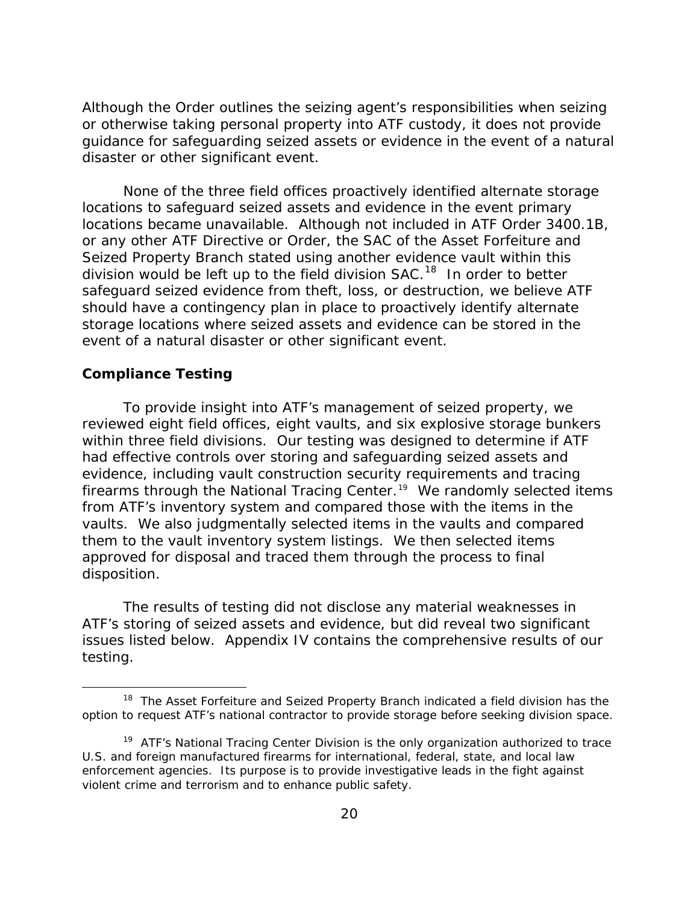Although the Order outlines the seizing agent's responsibilities when seizing or otherwise taking personal property into ATF custody, it does not provide guidance for safeguarding seized assets or evidence in the event of a natural disaster or other significant event.

None of the three field offices proactively identified alternate storage locations to safeguard seized assets and evidence in the event primary locations became unavailable. Although not included in ATF Order 3400.1B, or any other ATF Directive or Order, the SAC of the Asset Forfeiture and Seized Property Branch stated using another evidence vault within this division would be left up to the field division SAC.[18] In order to better safeguard seized evidence from theft, loss, or destruction, we believe ATF should have a contingency plan in place to proactively identify alternate storage locations where seized assets and evidence can be stored in the event of a natural disaster or other significant event.

**Compliance Testing**

To provide insight into ATF's management of seized property, we reviewed eight field offices, eight vaults, and six explosive storage bunkers within three field divisions. Our testing was designed to determine if ATF had effective controls over storing and safeguarding seized assets and evidence, including vault construction security requirements and tracing firearms through the National Tracing Center.[19] We randomly selected items from ATF's inventory system and compared those with the items in the vaults. We also judgmentally selected items in the vaults and compared them to the vault inventory system listings. We then selected items approved for disposal and traced them through the process to final disposition.

The results of testing did not disclose any material weaknesses in ATF's storing of seized assets and evidence, but did reveal two significant issues listed below. Appendix IV contains the comprehensive results of our testing.

---

[18] The Asset Forfeiture and Seized Property Branch indicated a field division has the option to request ATF's national contractor to provide storage before seeking division space.

[19] ATF's National Tracing Center Division is the only organization authorized to trace U.S. and foreign manufactured firearms for international, federal, state, and local law enforcement agencies. Its purpose is to provide investigative leads in the fight against violent crime and terrorism and to enhance public safety.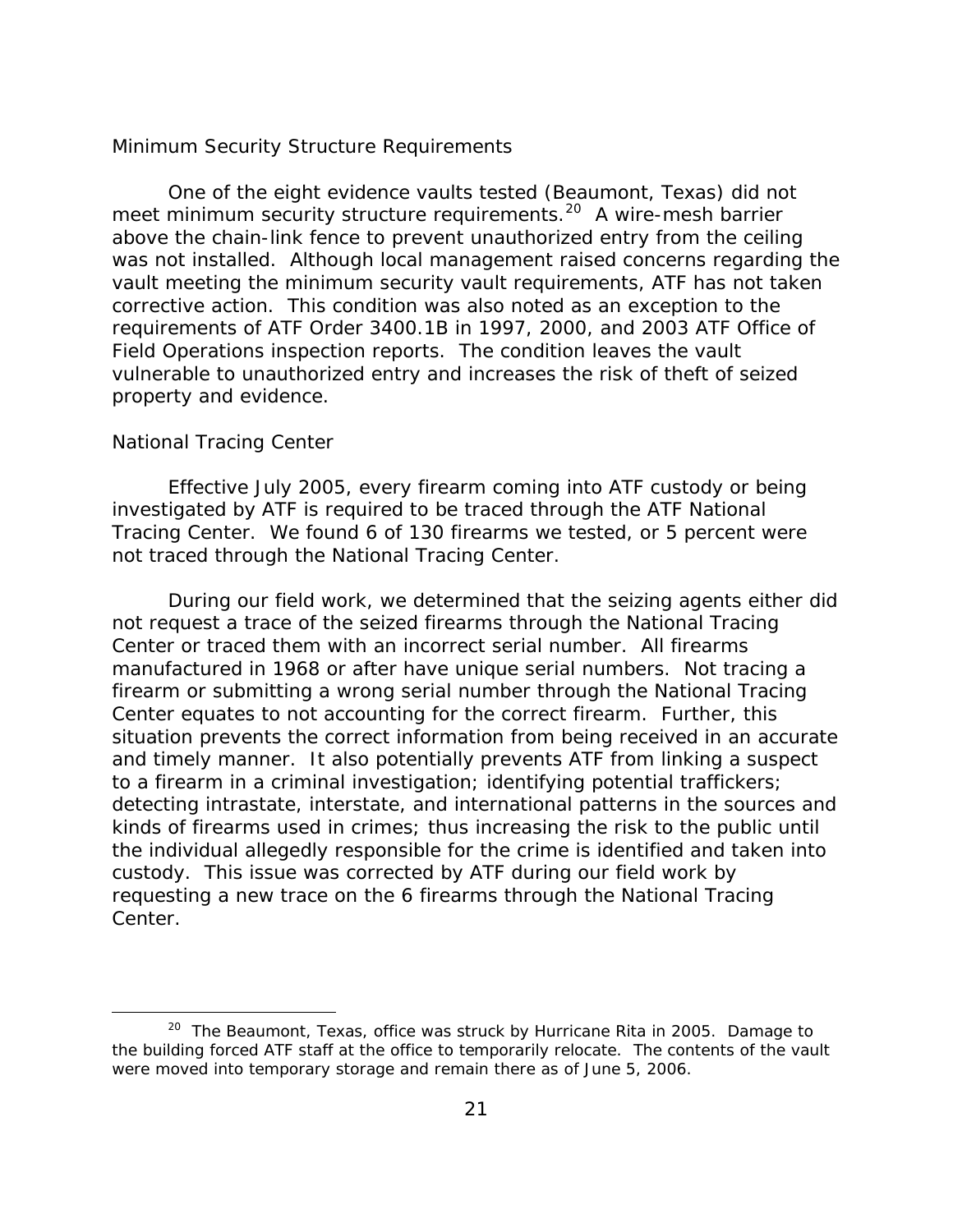### Minimum Security Structure Requirements

One of the eight evidence vaults tested (Beaumont, Texas) did not meet minimum security structure requirements.[20] A wire-mesh barrier above the chain-link fence to prevent unauthorized entry from the ceiling was not installed. Although local management raised concerns regarding the vault meeting the minimum security vault requirements, ATF has not taken corrective action. This condition was also noted as an exception to the requirements of ATF Order 3400.1B in 1997, 2000, and 2003 ATF Office of Field Operations inspection reports. The condition leaves the vault vulnerable to unauthorized entry and increases the risk of theft of seized property and evidence.

### National Tracing Center

Effective July 2005, every firearm coming into ATF custody or being investigated by ATF is required to be traced through the ATF National Tracing Center. We found 6 of 130 firearms we tested, or 5 percent were not traced through the National Tracing Center.

During our field work, we determined that the seizing agents either did not request a trace of the seized firearms through the National Tracing Center or traced them with an incorrect serial number. All firearms manufactured in 1968 or after have unique serial numbers. Not tracing a firearm or submitting a wrong serial number through the National Tracing Center equates to not accounting for the correct firearm. Further, this situation prevents the correct information from being received in an accurate and timely manner. It also potentially prevents ATF from linking a suspect to a firearm in a criminal investigation; identifying potential traffickers; detecting intrastate, interstate, and international patterns in the sources and kinds of firearms used in crimes; thus increasing the risk to the public until the individual allegedly responsible for the crime is identified and taken into custody. This issue was corrected by ATF during our field work by requesting a new trace on the 6 firearms through the National Tracing Center.

---

[20] The Beaumont, Texas, office was struck by Hurricane Rita in 2005. Damage to the building forced ATF staff at the office to temporarily relocate. The contents of the vault were moved into temporary storage and remain there as of June 5, 2006.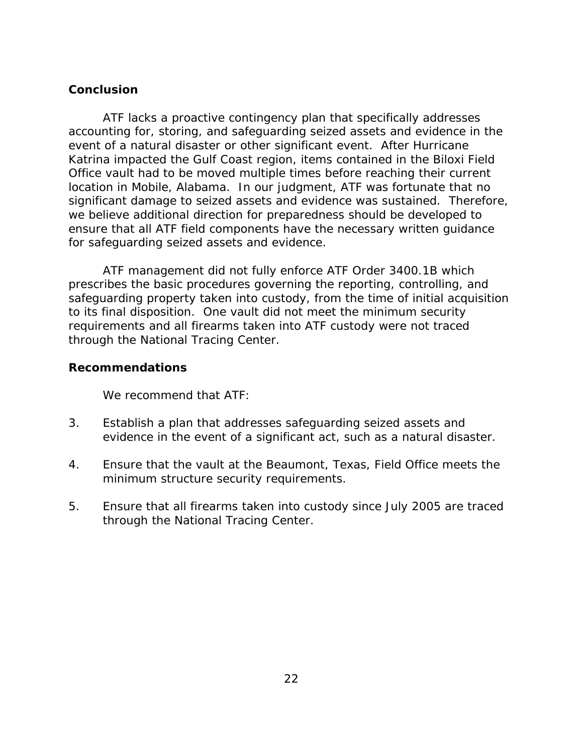## Conclusion

ATF lacks a proactive contingency plan that specifically addresses accounting for, storing, and safeguarding seized assets and evidence in the event of a natural disaster or other significant event. After Hurricane Katrina impacted the Gulf Coast region, items contained in the Biloxi Field Office vault had to be moved multiple times before reaching their current location in Mobile, Alabama. In our judgment, ATF was fortunate that no significant damage to seized assets and evidence was sustained. Therefore, we believe additional direction for preparedness should be developed to ensure that all ATF field components have the necessary written guidance for safeguarding seized assets and evidence.

ATF management did not fully enforce ATF Order 3400.1B which prescribes the basic procedures governing the reporting, controlling, and safeguarding property taken into custody, from the time of initial acquisition to its final disposition. One vault did not meet the minimum security requirements and all firearms taken into ATF custody were not traced through the National Tracing Center.

## Recommendations

We recommend that ATF:

3. Establish a plan that addresses safeguarding seized assets and evidence in the event of a significant act, such as a natural disaster.

4. Ensure that the vault at the Beaumont, Texas, Field Office meets the minimum structure security requirements.

5. Ensure that all firearms taken into custody since July 2005 are traced through the National Tracing Center.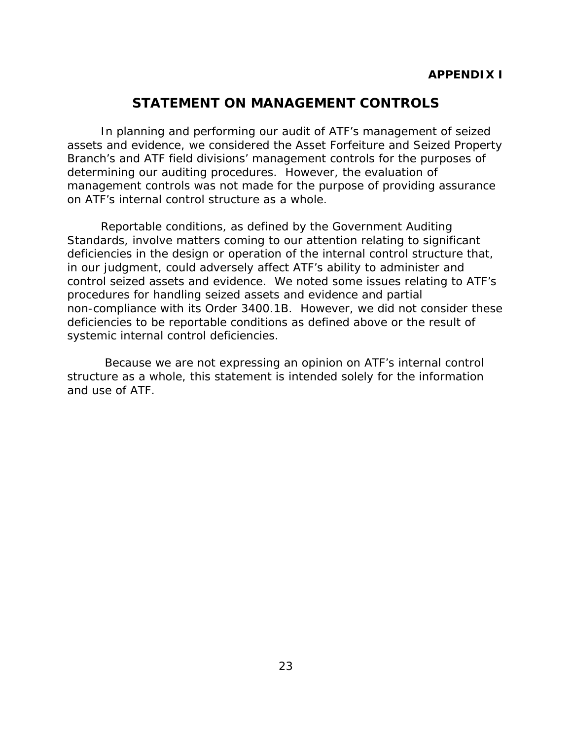**APPENDIX I**

# STATEMENT ON MANAGEMENT CONTROLS

In planning and performing our audit of ATF's management of seized assets and evidence, we considered the Asset Forfeiture and Seized Property Branch's and ATF field divisions' management controls for the purposes of determining our auditing procedures. However, the evaluation of management controls was not made for the purpose of providing assurance on ATF's internal control structure as a whole.

Reportable conditions, as defined by the Government Auditing Standards, involve matters coming to our attention relating to significant deficiencies in the design or operation of the internal control structure that, in our judgment, could adversely affect ATF's ability to administer and control seized assets and evidence. We noted some issues relating to ATF's procedures for handling seized assets and evidence and partial non-compliance with its Order 3400.1B. However, we did not consider these deficiencies to be reportable conditions as defined above or the result of systemic internal control deficiencies.

Because we are not expressing an opinion on ATF's internal control structure as a whole, this statement is intended solely for the information and use of ATF.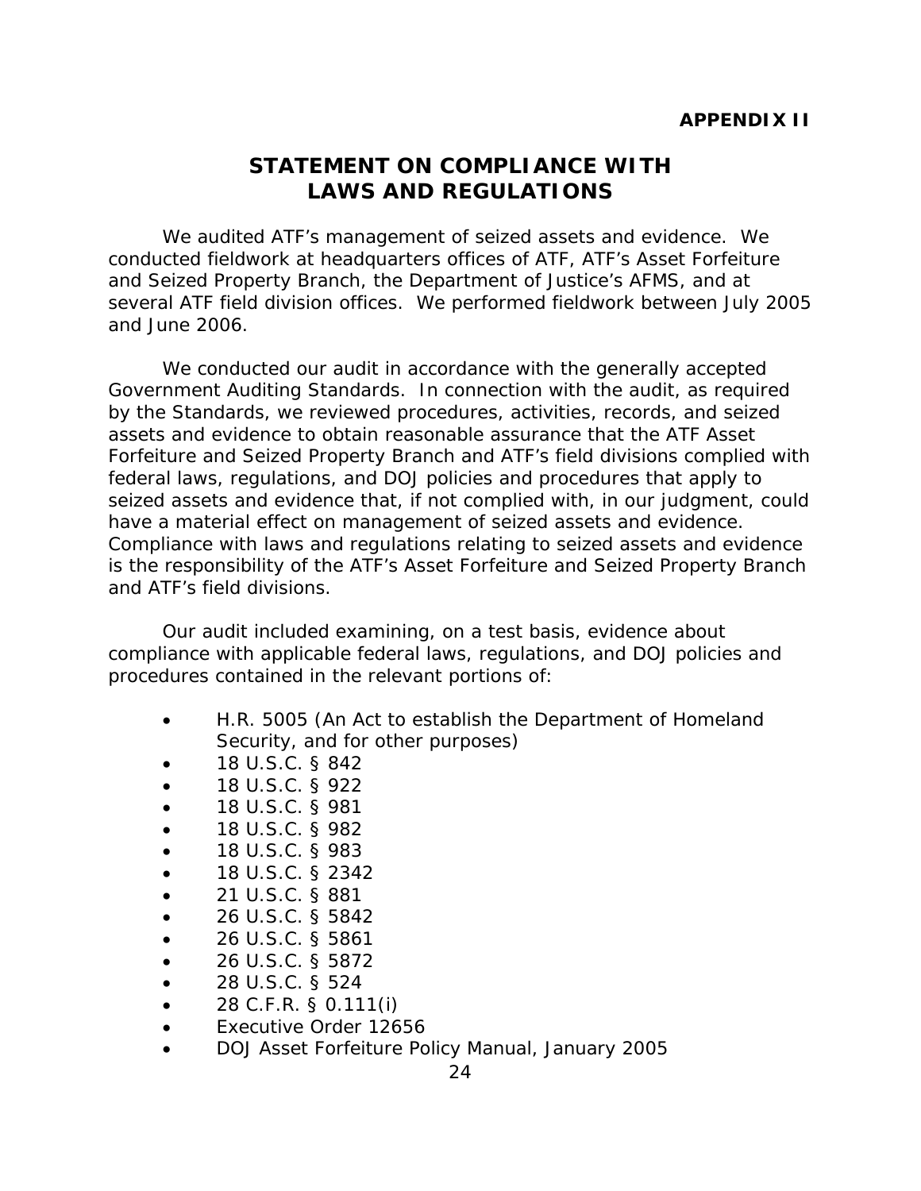**APPENDIX II**

# STATEMENT ON COMPLIANCE WITH LAWS AND REGULATIONS

We audited ATF's management of seized assets and evidence. We conducted fieldwork at headquarters offices of ATF, ATF's Asset Forfeiture and Seized Property Branch, the Department of Justice's AFMS, and at several ATF field division offices. We performed fieldwork between July 2005 and June 2006.

We conducted our audit in accordance with the generally accepted Government Auditing Standards. In connection with the audit, as required by the Standards, we reviewed procedures, activities, records, and seized assets and evidence to obtain reasonable assurance that the ATF Asset Forfeiture and Seized Property Branch and ATF's field divisions complied with federal laws, regulations, and DOJ policies and procedures that apply to seized assets and evidence that, if not complied with, in our judgment, could have a material effect on management of seized assets and evidence. Compliance with laws and regulations relating to seized assets and evidence is the responsibility of the ATF's Asset Forfeiture and Seized Property Branch and ATF's field divisions.

Our audit included examining, on a test basis, evidence about compliance with applicable federal laws, regulations, and DOJ policies and procedures contained in the relevant portions of:

- H.R. 5005 (An Act to establish the Department of Homeland Security, and for other purposes)
- 18 U.S.C. § 842
- 18 U.S.C. § 922
- 18 U.S.C. § 981
- 18 U.S.C. § 982
- 18 U.S.C. § 983
- 18 U.S.C. § 2342
- 21 U.S.C. § 881
- 26 U.S.C. § 5842
- 26 U.S.C. § 5861
- 26 U.S.C. § 5872
- 28 U.S.C. § 524
- 28 C.F.R. § 0.111(i)
- Executive Order 12656
- DOJ Asset Forfeiture Policy Manual, January 2005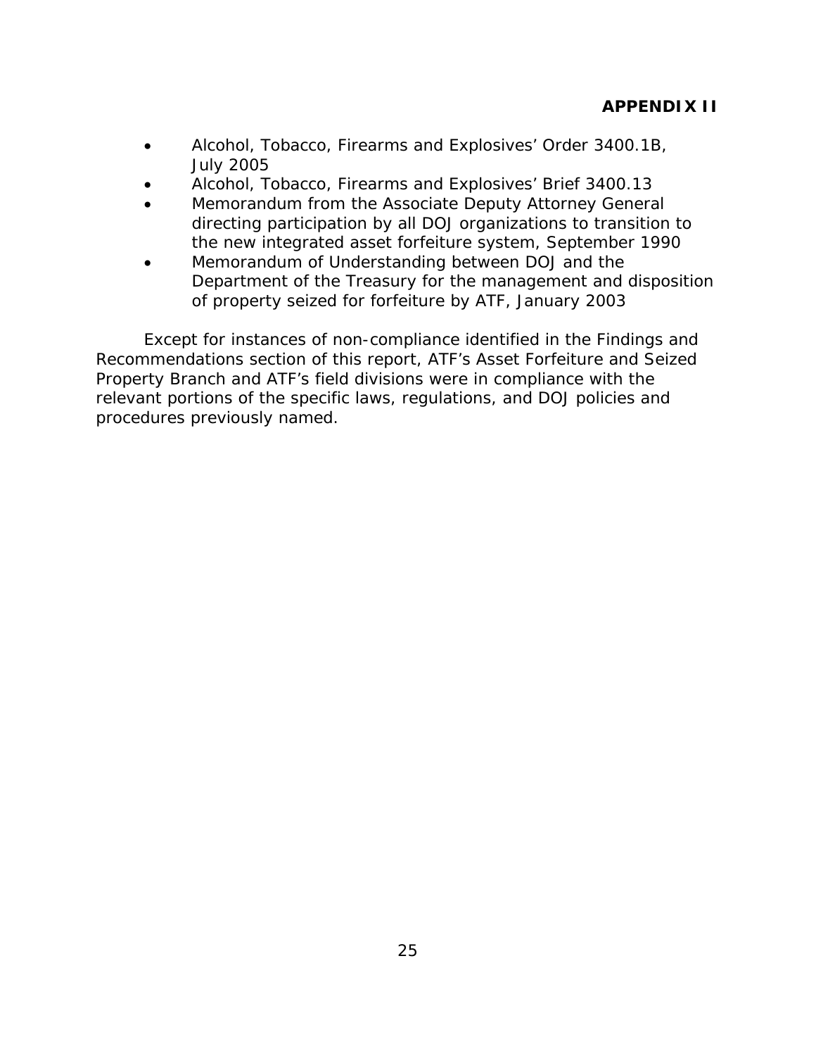**APPENDIX II**

- Alcohol, Tobacco, Firearms and Explosives' Order 3400.1B, July 2005
- Alcohol, Tobacco, Firearms and Explosives' Brief 3400.13
- Memorandum from the Associate Deputy Attorney General directing participation by all DOJ organizations to transition to the new integrated asset forfeiture system, September 1990
- Memorandum of Understanding between DOJ and the Department of the Treasury for the management and disposition of property seized for forfeiture by ATF, January 2003

Except for instances of non-compliance identified in the Findings and Recommendations section of this report, ATF's Asset Forfeiture and Seized Property Branch and ATF's field divisions were in compliance with the relevant portions of the specific laws, regulations, and DOJ policies and procedures previously named.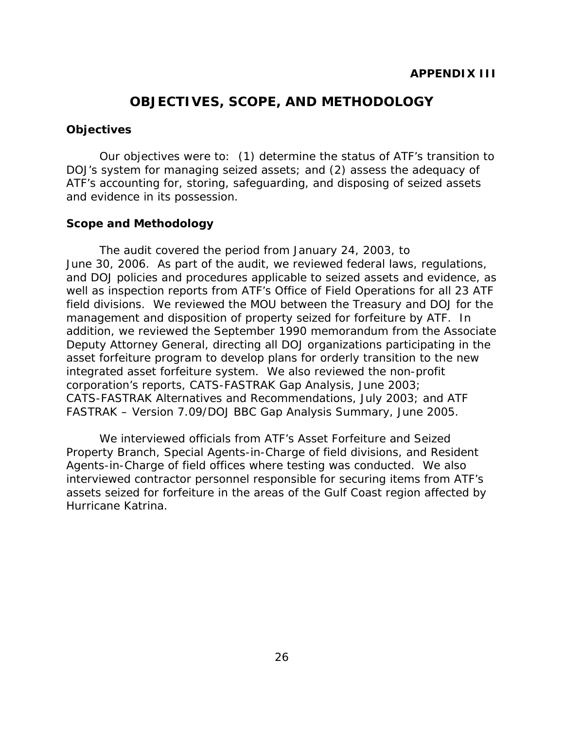**APPENDIX III**

# OBJECTIVES, SCOPE, AND METHODOLOGY

## Objectives

Our objectives were to: (1) determine the status of ATF's transition to DOJ's system for managing seized assets; and (2) assess the adequacy of ATF's accounting for, storing, safeguarding, and disposing of seized assets and evidence in its possession.

## Scope and Methodology

The audit covered the period from January 24, 2003, to June 30, 2006. As part of the audit, we reviewed federal laws, regulations, and DOJ policies and procedures applicable to seized assets and evidence, as well as inspection reports from ATF's Office of Field Operations for all 23 ATF field divisions. We reviewed the MOU between the Treasury and DOJ for the management and disposition of property seized for forfeiture by ATF. In addition, we reviewed the September 1990 memorandum from the Associate Deputy Attorney General, directing all DOJ organizations participating in the asset forfeiture program to develop plans for orderly transition to the new integrated asset forfeiture system. We also reviewed the non-profit corporation's reports, CATS-FASTRAK Gap Analysis, June 2003; CATS-FASTRAK Alternatives and Recommendations, July 2003; and ATF FASTRAK – Version 7.09/DOJ BBC Gap Analysis Summary, June 2005.

We interviewed officials from ATF's Asset Forfeiture and Seized Property Branch, Special Agents-in-Charge of field divisions, and Resident Agents-in-Charge of field offices where testing was conducted. We also interviewed contractor personnel responsible for securing items from ATF's assets seized for forfeiture in the areas of the Gulf Coast region affected by Hurricane Katrina.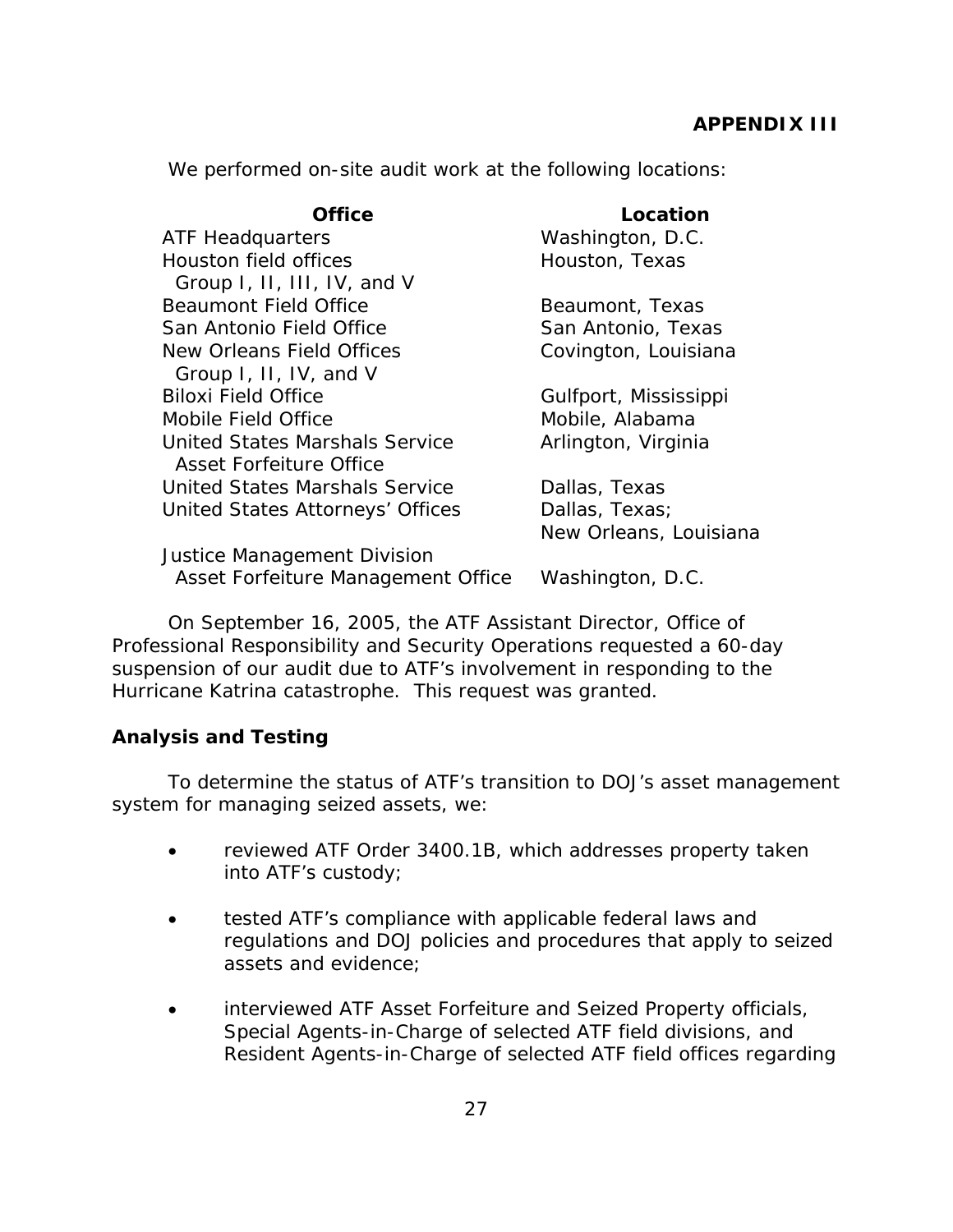## APPENDIX III

We performed on-site audit work at the following locations:

| Office | Location |
|---|---|
| ATF Headquarters | Washington, D.C. |
| Houston field offices Group I, II, III, IV, and V | Houston, Texas |
| Beaumont Field Office | Beaumont, Texas |
| San Antonio Field Office | San Antonio, Texas |
| New Orleans Field Offices Group I, II, IV, and V | Covington, Louisiana |
| Biloxi Field Office | Gulfport, Mississippi |
| Mobile Field Office | Mobile, Alabama |
| United States Marshals Service Asset Forfeiture Office | Arlington, Virginia |
| United States Marshals Service | Dallas, Texas |
| United States Attorneys' Offices | Dallas, Texas; New Orleans, Louisiana |
| Justice Management Division Asset Forfeiture Management Office | Washington, D.C. |

On September 16, 2005, the ATF Assistant Director, Office of Professional Responsibility and Security Operations requested a 60-day suspension of our audit due to ATF's involvement in responding to the Hurricane Katrina catastrophe. This request was granted.

### Analysis and Testing

To determine the status of ATF's transition to DOJ's asset management system for managing seized assets, we:

- reviewed ATF Order 3400.1B, which addresses property taken into ATF's custody;
- tested ATF's compliance with applicable federal laws and regulations and DOJ policies and procedures that apply to seized assets and evidence;
- interviewed ATF Asset Forfeiture and Seized Property officials, Special Agents-in-Charge of selected ATF field divisions, and Resident Agents-in-Charge of selected ATF field offices regarding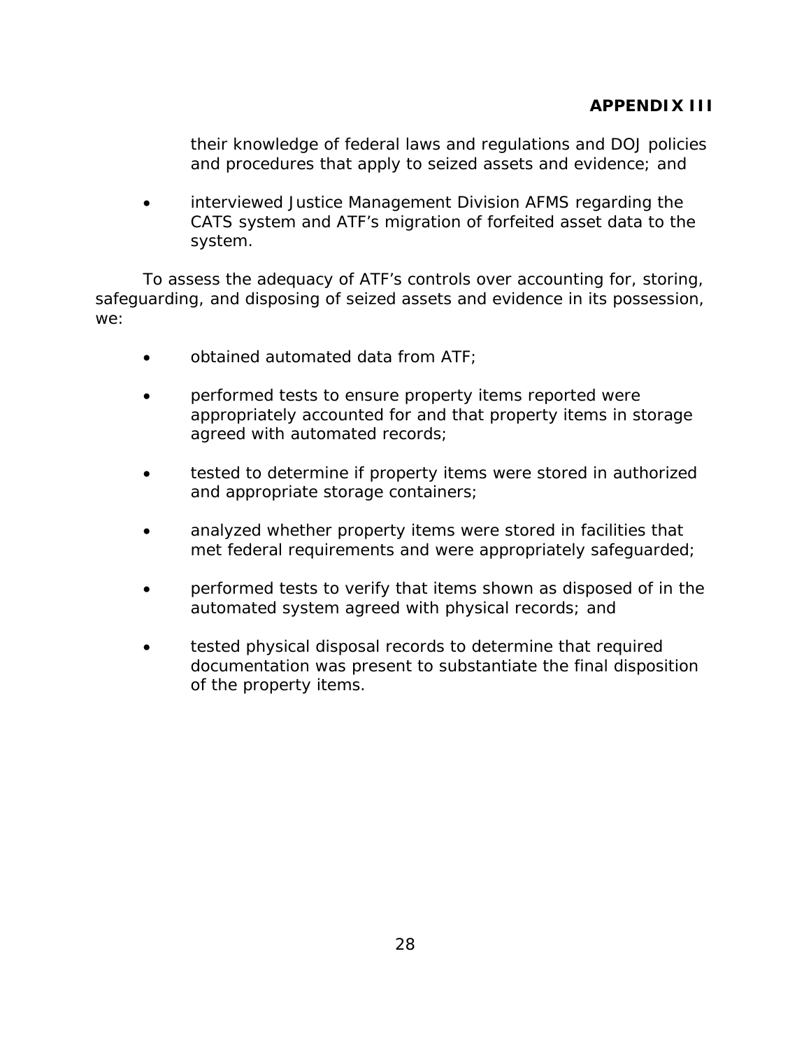their knowledge of federal laws and regulations and DOJ policies and procedures that apply to seized assets and evidence; and

- interviewed Justice Management Division AFMS regarding the CATS system and ATF's migration of forfeited asset data to the system.

To assess the adequacy of ATF's controls over accounting for, storing, safeguarding, and disposing of seized assets and evidence in its possession, we:

- obtained automated data from ATF;
- performed tests to ensure property items reported were appropriately accounted for and that property items in storage agreed with automated records;
- tested to determine if property items were stored in authorized and appropriate storage containers;
- analyzed whether property items were stored in facilities that met federal requirements and were appropriately safeguarded;
- performed tests to verify that items shown as disposed of in the automated system agreed with physical records; and
- tested physical disposal records to determine that required documentation was present to substantiate the final disposition of the property items.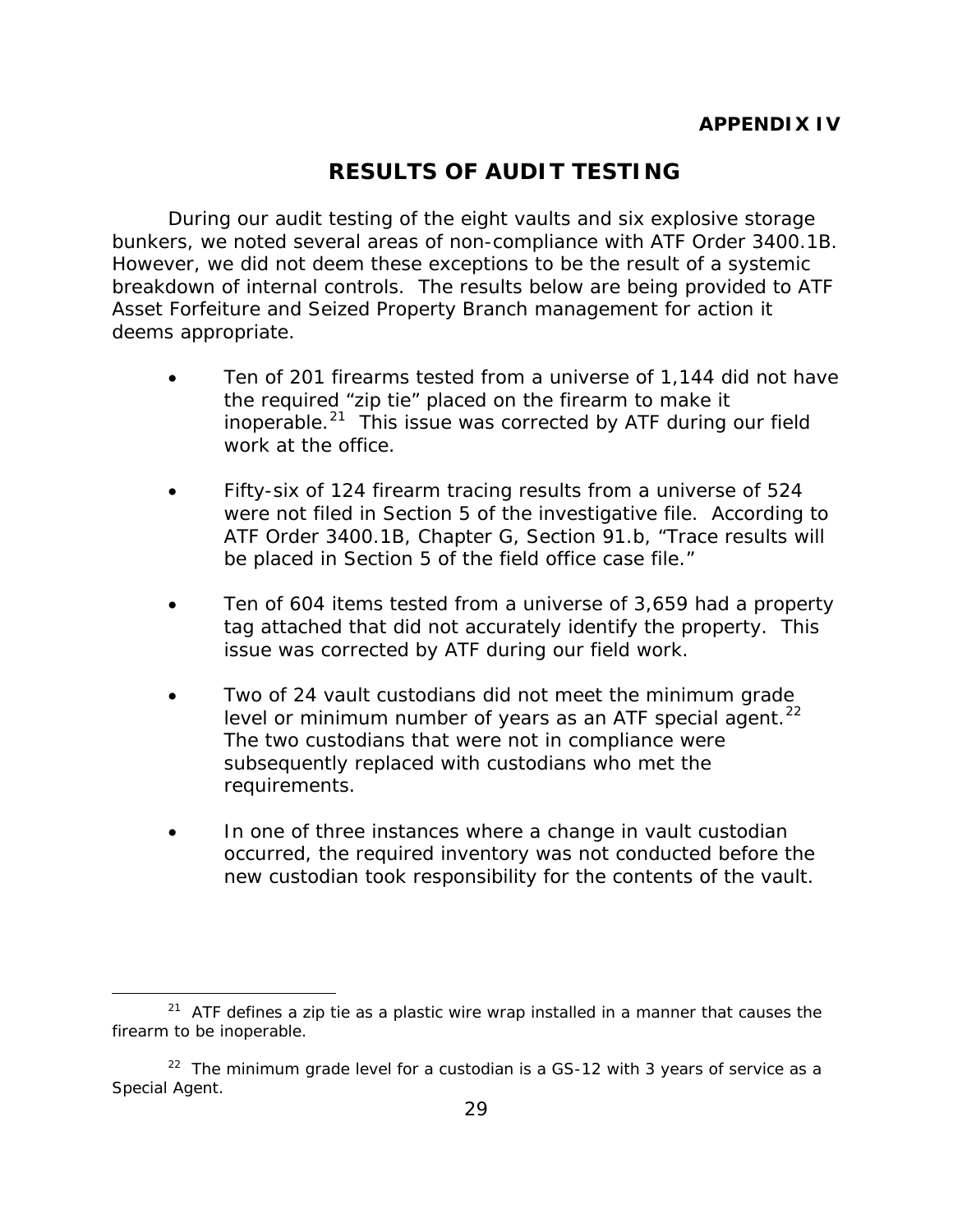**APPENDIX IV**

# RESULTS OF AUDIT TESTING

During our audit testing of the eight vaults and six explosive storage bunkers, we noted several areas of non-compliance with ATF Order 3400.1B. However, we did not deem these exceptions to be the result of a systemic breakdown of internal controls. The results below are being provided to ATF Asset Forfeiture and Seized Property Branch management for action it deems appropriate.

- Ten of 201 firearms tested from a universe of 1,144 did not have the required "zip tie" placed on the firearm to make it inoperable.[21] This issue was corrected by ATF during our field work at the office.

- Fifty-six of 124 firearm tracing results from a universe of 524 were not filed in Section 5 of the investigative file. According to ATF Order 3400.1B, Chapter G, Section 91.b, "Trace results will be placed in Section 5 of the field office case file."

- Ten of 604 items tested from a universe of 3,659 had a property tag attached that did not accurately identify the property. This issue was corrected by ATF during our field work.

- Two of 24 vault custodians did not meet the minimum grade level or minimum number of years as an ATF special agent.[22] The two custodians that were not in compliance were subsequently replaced with custodians who met the requirements.

- In one of three instances where a change in vault custodian occurred, the required inventory was not conducted before the new custodian took responsibility for the contents of the vault.

---

[21] ATF defines a zip tie as a plastic wire wrap installed in a manner that causes the firearm to be inoperable.

[22] The minimum grade level for a custodian is a GS-12 with 3 years of service as a Special Agent.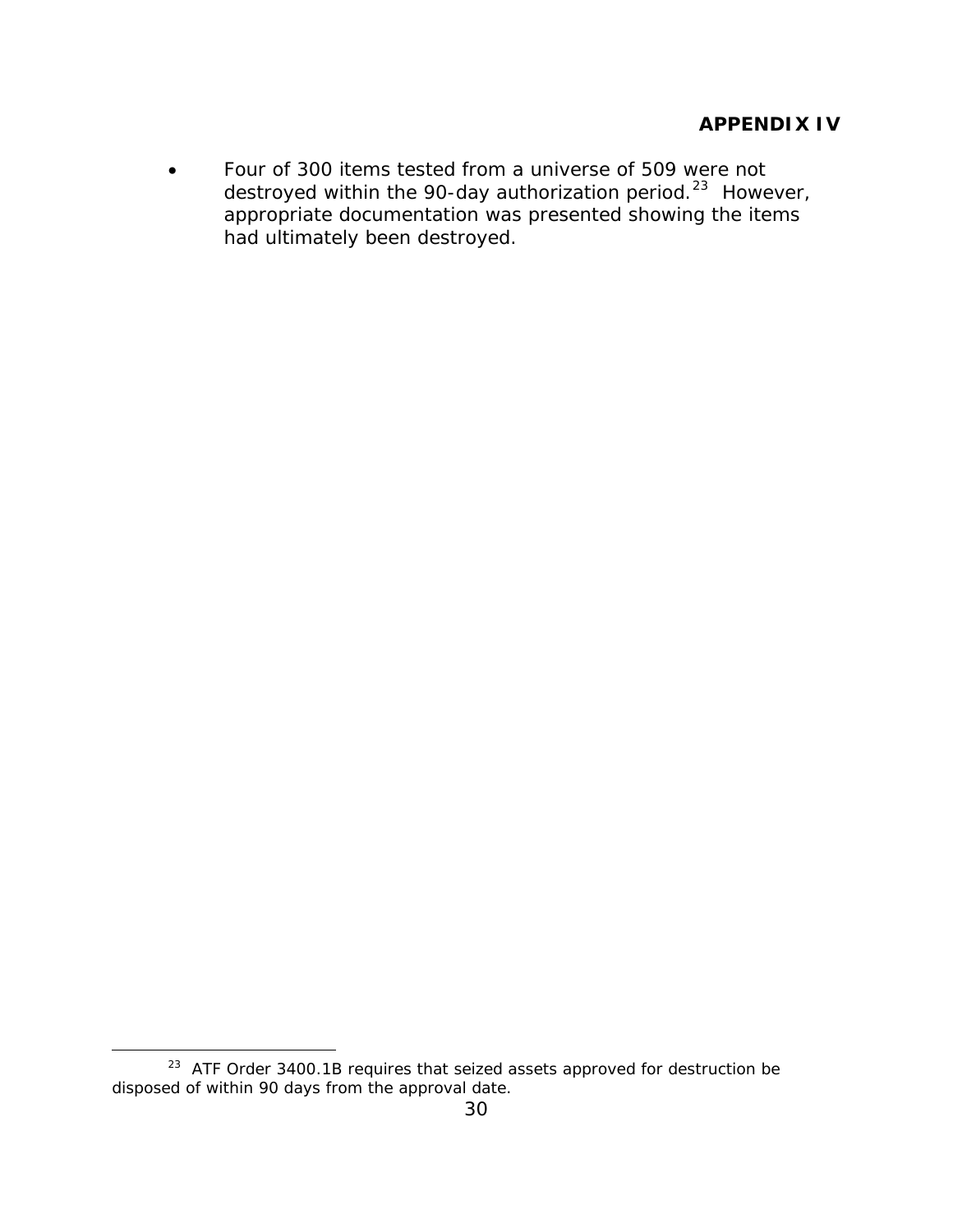**APPENDIX IV**

- Four of 300 items tested from a universe of 509 were not destroyed within the 90-day authorization period.[23] However, appropriate documentation was presented showing the items had ultimately been destroyed.

[23] ATF Order 3400.1B requires that seized assets approved for destruction be disposed of within 90 days from the approval date.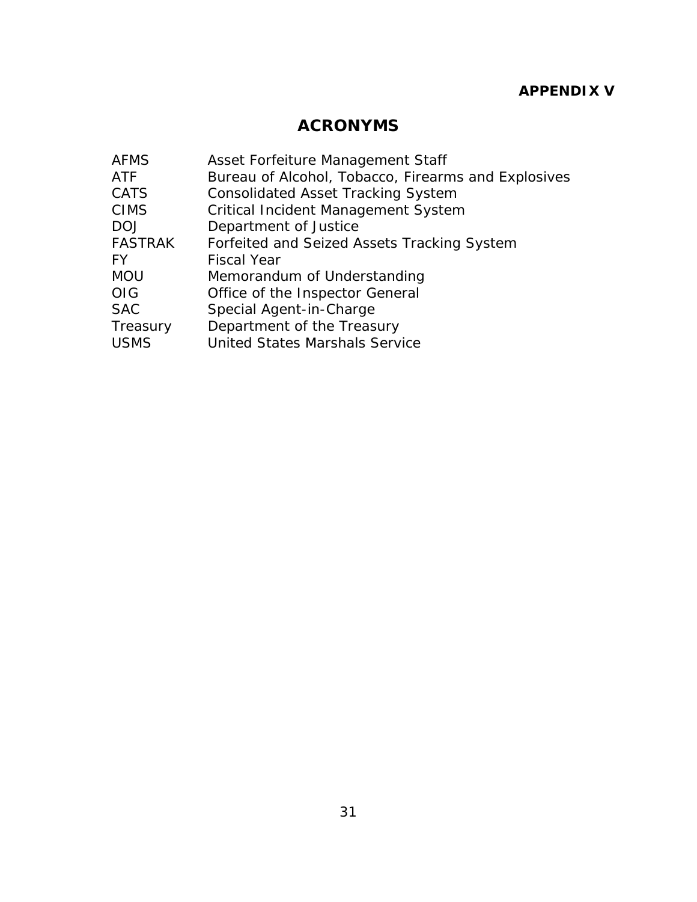**APPENDIX V**

# ACRONYMS

| | |
|---|---|
| AFMS | Asset Forfeiture Management Staff |
| ATF | Bureau of Alcohol, Tobacco, Firearms and Explosives |
| CATS | Consolidated Asset Tracking System |
| CIMS | Critical Incident Management System |
| DOJ | Department of Justice |
| FASTRAK | Forfeited and Seized Assets Tracking System |
| FY | Fiscal Year |
| MOU | Memorandum of Understanding |
| OIG | Office of the Inspector General |
| SAC | Special Agent-in-Charge |
| Treasury | Department of the Treasury |
| USMS | United States Marshals Service |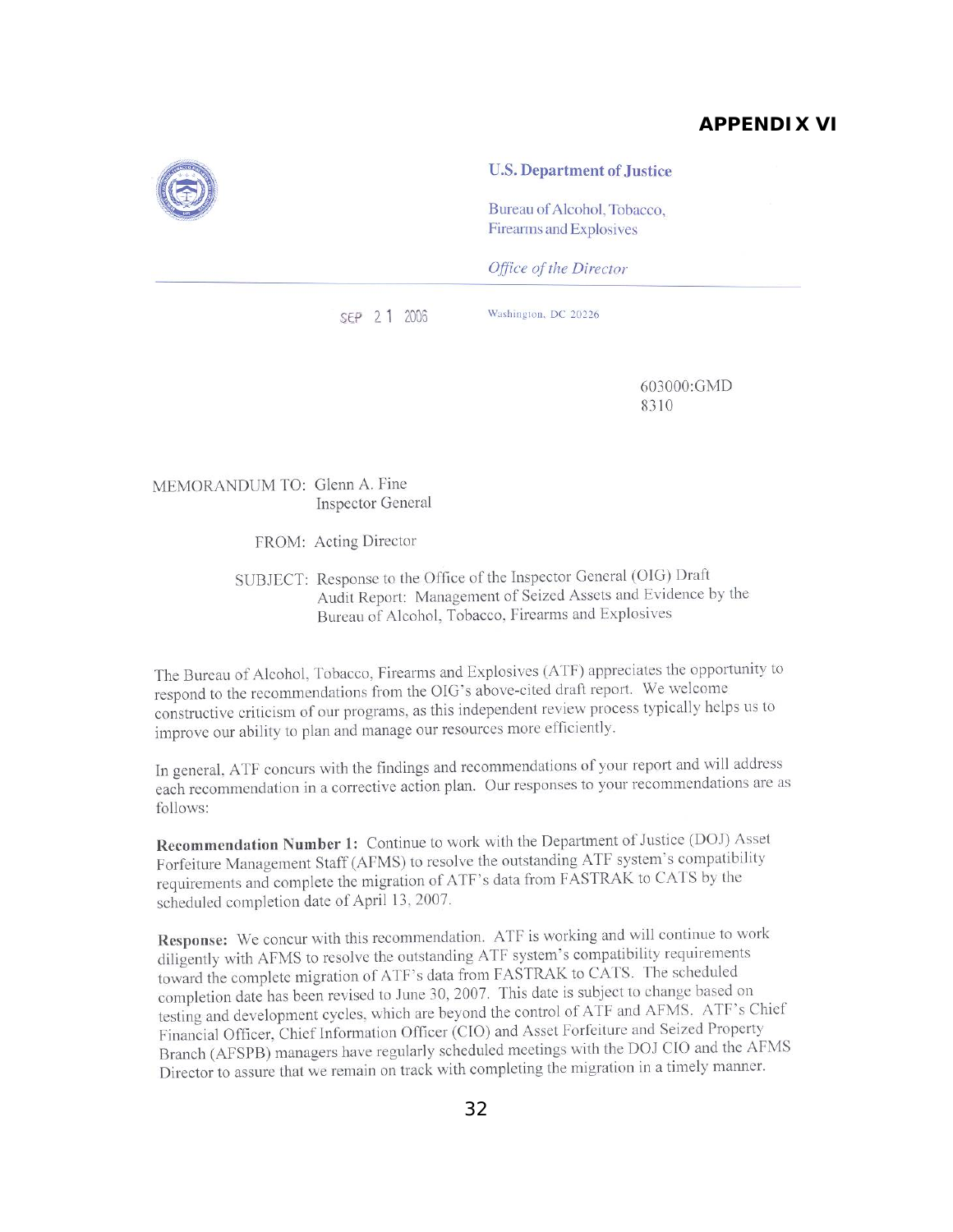## APPENDIX VI

**U.S. Department of Justice**

Bureau of Alcohol, Tobacco, Firearms and Explosives

*Office of the Director*

SEP 21 2006

Washington, DC 20226

603000:GMD
8310

MEMORANDUM TO: Glenn A. Fine
Inspector General

FROM: Acting Director

SUBJECT: Response to the Office of the Inspector General (OIG) Draft Audit Report: Management of Seized Assets and Evidence by the Bureau of Alcohol, Tobacco, Firearms and Explosives

The Bureau of Alcohol, Tobacco, Firearms and Explosives (ATF) appreciates the opportunity to respond to the recommendations from the OIG's above-cited draft report. We welcome constructive criticism of our programs, as this independent review process typically helps us to improve our ability to plan and manage our resources more efficiently.

In general, ATF concurs with the findings and recommendations of your report and will address each recommendation in a corrective action plan. Our responses to your recommendations are as follows:

**Recommendation Number 1:** Continue to work with the Department of Justice (DOJ) Asset Forfeiture Management Staff (AFMS) to resolve the outstanding ATF system's compatibility requirements and complete the migration of ATF's data from FASTRAK to CATS by the scheduled completion date of April 13, 2007.

**Response:** We concur with this recommendation. ATF is working and will continue to work diligently with AFMS to resolve the outstanding ATF system's compatibility requirements toward the complete migration of ATF's data from FASTRAK to CATS. The scheduled completion date has been revised to June 30, 2007. This date is subject to change based on testing and development cycles, which are beyond the control of ATF and AFMS. ATF's Chief Financial Officer, Chief Information Officer (CIO) and Asset Forfeiture and Seized Property Branch (AFSPB) managers have regularly scheduled meetings with the DOJ CIO and the AFMS Director to assure that we remain on track with completing the migration in a timely manner.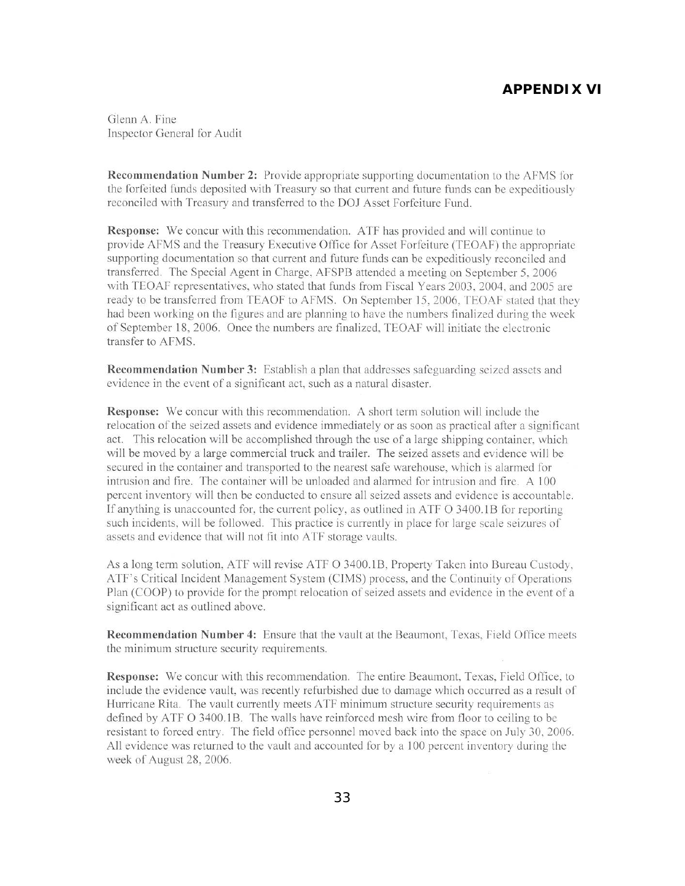## APPENDIX VI

Glenn A. Fine
Inspector General for Audit

**Recommendation Number 2:** Provide appropriate supporting documentation to the AFMS for the forfeited funds deposited with Treasury so that current and future funds can be expeditiously reconciled with Treasury and transferred to the DOJ Asset Forfeiture Fund.

**Response:** We concur with this recommendation. ATF has provided and will continue to provide AFMS and the Treasury Executive Office for Asset Forfeiture (TEOAF) the appropriate supporting documentation so that current and future funds can be expeditiously reconciled and transferred. The Special Agent in Charge, AFSPB attended a meeting on September 5, 2006 with TEOAF representatives, who stated that funds from Fiscal Years 2003, 2004, and 2005 are ready to be transferred from TEAOF to AFMS. On September 15, 2006, TEOAF stated that they had been working on the figures and are planning to have the numbers finalized during the week of September 18, 2006. Once the numbers are finalized, TEOAF will initiate the electronic transfer to AFMS.

**Recommendation Number 3:** Establish a plan that addresses safeguarding seized assets and evidence in the event of a significant act, such as a natural disaster.

**Response:** We concur with this recommendation. A short term solution will include the relocation of the seized assets and evidence immediately or as soon as practical after a significant act. This relocation will be accomplished through the use of a large shipping container, which will be moved by a large commercial truck and trailer. The seized assets and evidence will be secured in the container and transported to the nearest safe warehouse, which is alarmed for intrusion and fire. The container will be unloaded and alarmed for intrusion and fire. A 100 percent inventory will then be conducted to ensure all seized assets and evidence is accountable. If anything is unaccounted for, the current policy, as outlined in ATF O 3400.1B for reporting such incidents, will be followed. This practice is currently in place for large scale seizures of assets and evidence that will not fit into ATF storage vaults.

As a long term solution, ATF will revise ATF O 3400.1B, Property Taken into Bureau Custody, ATF's Critical Incident Management System (CIMS) process, and the Continuity of Operations Plan (COOP) to provide for the prompt relocation of seized assets and evidence in the event of a significant act as outlined above.

**Recommendation Number 4:** Ensure that the vault at the Beaumont, Texas, Field Office meets the minimum structure security requirements.

**Response:** We concur with this recommendation. The entire Beaumont, Texas, Field Office, to include the evidence vault, was recently refurbished due to damage which occurred as a result of Hurricane Rita. The vault currently meets ATF minimum structure security requirements as defined by ATF O 3400.1B. The walls have reinforced mesh wire from floor to ceiling to be resistant to forced entry. The field office personnel moved back into the space on July 30, 2006. All evidence was returned to the vault and accounted for by a 100 percent inventory during the week of August 28, 2006.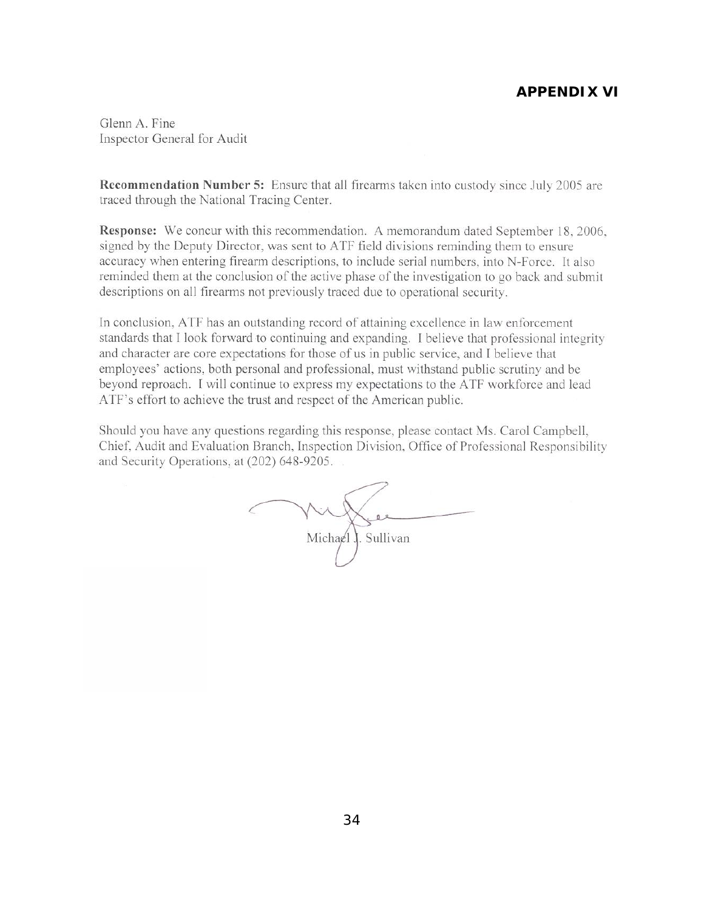## APPENDIX VI

Glenn A. Fine
Inspector General for Audit

**Recommendation Number 5:** Ensure that all firearms taken into custody since July 2005 are traced through the National Tracing Center.

**Response:** We concur with this recommendation. A memorandum dated September 18, 2006, signed by the Deputy Director, was sent to ATF field divisions reminding them to ensure accuracy when entering firearm descriptions, to include serial numbers, into N-Force. It also reminded them at the conclusion of the active phase of the investigation to go back and submit descriptions on all firearms not previously traced due to operational security.

In conclusion, ATF has an outstanding record of attaining excellence in law enforcement standards that I look forward to continuing and expanding. I believe that professional integrity and character are core expectations for those of us in public service, and I believe that employees' actions, both personal and professional, must withstand public scrutiny and be beyond reproach. I will continue to express my expectations to the ATF workforce and lead ATF's effort to achieve the trust and respect of the American public.

Should you have any questions regarding this response, please contact Ms. Carol Campbell, Chief, Audit and Evaluation Branch, Inspection Division, Office of Professional Responsibility and Security Operations, at (202) 648-9205.

Michael J. Sullivan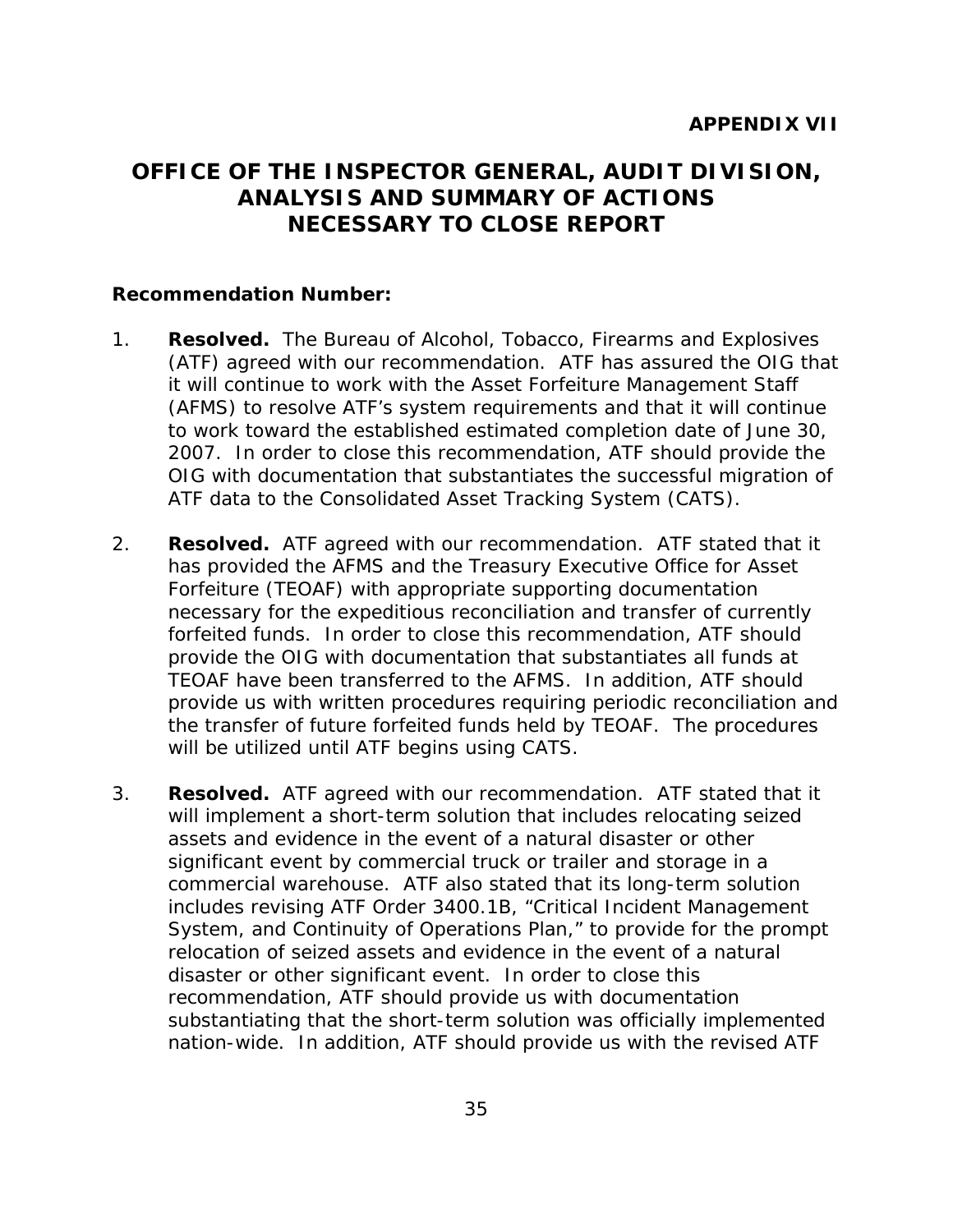**APPENDIX VII**

# OFFICE OF THE INSPECTOR GENERAL, AUDIT DIVISION, ANALYSIS AND SUMMARY OF ACTIONS NECESSARY TO CLOSE REPORT

**Recommendation Number:**

1. **Resolved.** The Bureau of Alcohol, Tobacco, Firearms and Explosives (ATF) agreed with our recommendation. ATF has assured the OIG that it will continue to work with the Asset Forfeiture Management Staff (AFMS) to resolve ATF's system requirements and that it will continue to work toward the established estimated completion date of June 30, 2007. In order to close this recommendation, ATF should provide the OIG with documentation that substantiates the successful migration of ATF data to the Consolidated Asset Tracking System (CATS).

2. **Resolved.** ATF agreed with our recommendation. ATF stated that it has provided the AFMS and the Treasury Executive Office for Asset Forfeiture (TEOAF) with appropriate supporting documentation necessary for the expeditious reconciliation and transfer of currently forfeited funds. In order to close this recommendation, ATF should provide the OIG with documentation that substantiates all funds at TEOAF have been transferred to the AFMS. In addition, ATF should provide us with written procedures requiring periodic reconciliation and the transfer of future forfeited funds held by TEOAF. The procedures will be utilized until ATF begins using CATS.

3. **Resolved.** ATF agreed with our recommendation. ATF stated that it will implement a short-term solution that includes relocating seized assets and evidence in the event of a natural disaster or other significant event by commercial truck or trailer and storage in a commercial warehouse. ATF also stated that its long-term solution includes revising ATF Order 3400.1B, "Critical Incident Management System, and Continuity of Operations Plan," to provide for the prompt relocation of seized assets and evidence in the event of a natural disaster or other significant event. In order to close this recommendation, ATF should provide us with documentation substantiating that the short-term solution was officially implemented nation-wide. In addition, ATF should provide us with the revised ATF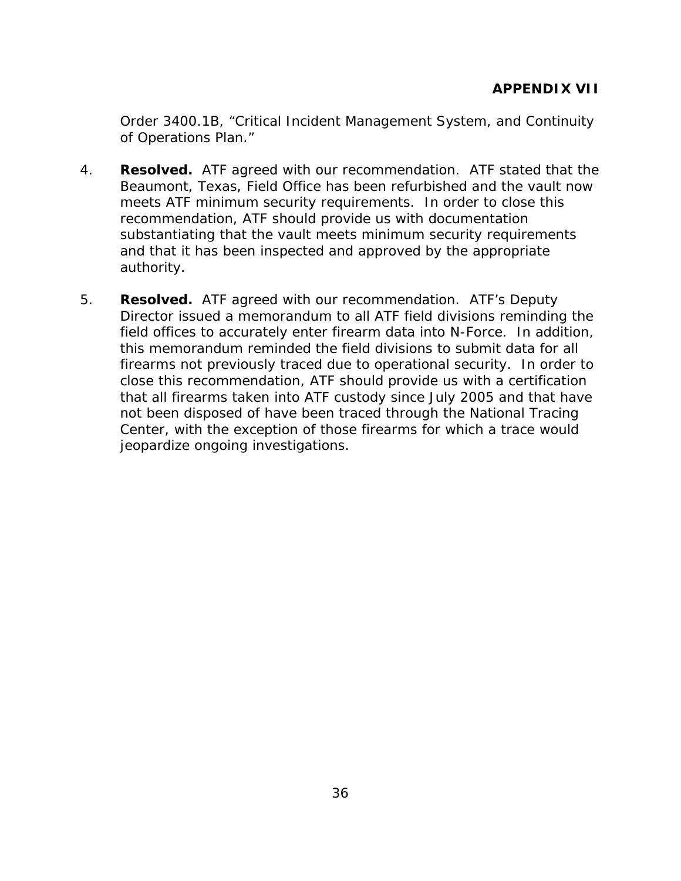## APPENDIX VII

Order 3400.1B, "Critical Incident Management System, and Continuity of Operations Plan."

4. **Resolved.** ATF agreed with our recommendation. ATF stated that the Beaumont, Texas, Field Office has been refurbished and the vault now meets ATF minimum security requirements. In order to close this recommendation, ATF should provide us with documentation substantiating that the vault meets minimum security requirements and that it has been inspected and approved by the appropriate authority.

5. **Resolved.** ATF agreed with our recommendation. ATF's Deputy Director issued a memorandum to all ATF field divisions reminding the field offices to accurately enter firearm data into N-Force. In addition, this memorandum reminded the field divisions to submit data for all firearms not previously traced due to operational security. In order to close this recommendation, ATF should provide us with a certification that all firearms taken into ATF custody since July 2005 and that have not been disposed of have been traced through the National Tracing Center, with the exception of those firearms for which a trace would jeopardize ongoing investigations.